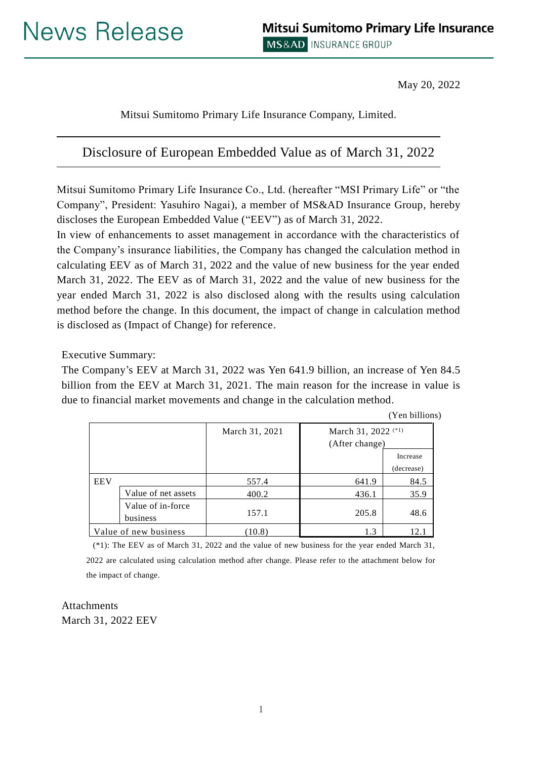# News Release

**Mitsui Sumitomo Primary Life Insurance**
MS&AD INSURANCE GROUP

May 20, 2022

Mitsui Sumitomo Primary Life Insurance Company, Limited.

## Disclosure of European Embedded Value as of March 31, 2022

Mitsui Sumitomo Primary Life Insurance Co., Ltd. (hereafter "MSI Primary Life" or "the Company", President: Yasuhiro Nagai), a member of MS&AD Insurance Group, hereby discloses the European Embedded Value ("EEV") as of March 31, 2022.

In view of enhancements to asset management in accordance with the characteristics of the Company's insurance liabilities, the Company has changed the calculation method in calculating EEV as of March 31, 2022 and the value of new business for the year ended March 31, 2022. The EEV as of March 31, 2022 and the value of new business for the year ended March 31, 2022 is also disclosed along with the results using calculation method before the change. In this document, the impact of change in calculation method is disclosed as (Impact of Change) for reference.

Executive Summary:

The Company's EEV at March 31, 2022 was Yen 641.9 billion, an increase of Yen 84.5 billion from the EEV at March 31, 2021. The main reason for the increase in value is due to financial market movements and change in the calculation method.

(Yen billions)

| | | March 31, 2021 | March 31, 2022 (*1) (After change) | |
|---|---|---|---|---|
| | | | | Increase (decrease) |
| EEV | | 557.4 | 641.9 | 84.5 |
| | Value of net assets | 400.2 | 436.1 | 35.9 |
| | Value of in-force business | 157.1 | 205.8 | 48.6 |
| Value of new business | | (10.8) | 1.3 | 12.1 |

(*1): The EEV as of March 31, 2022 and the value of new business for the year ended March 31, 2022 are calculated using calculation method after change. Please refer to the attachment below for the impact of change.

Attachments

March 31, 2022 EEV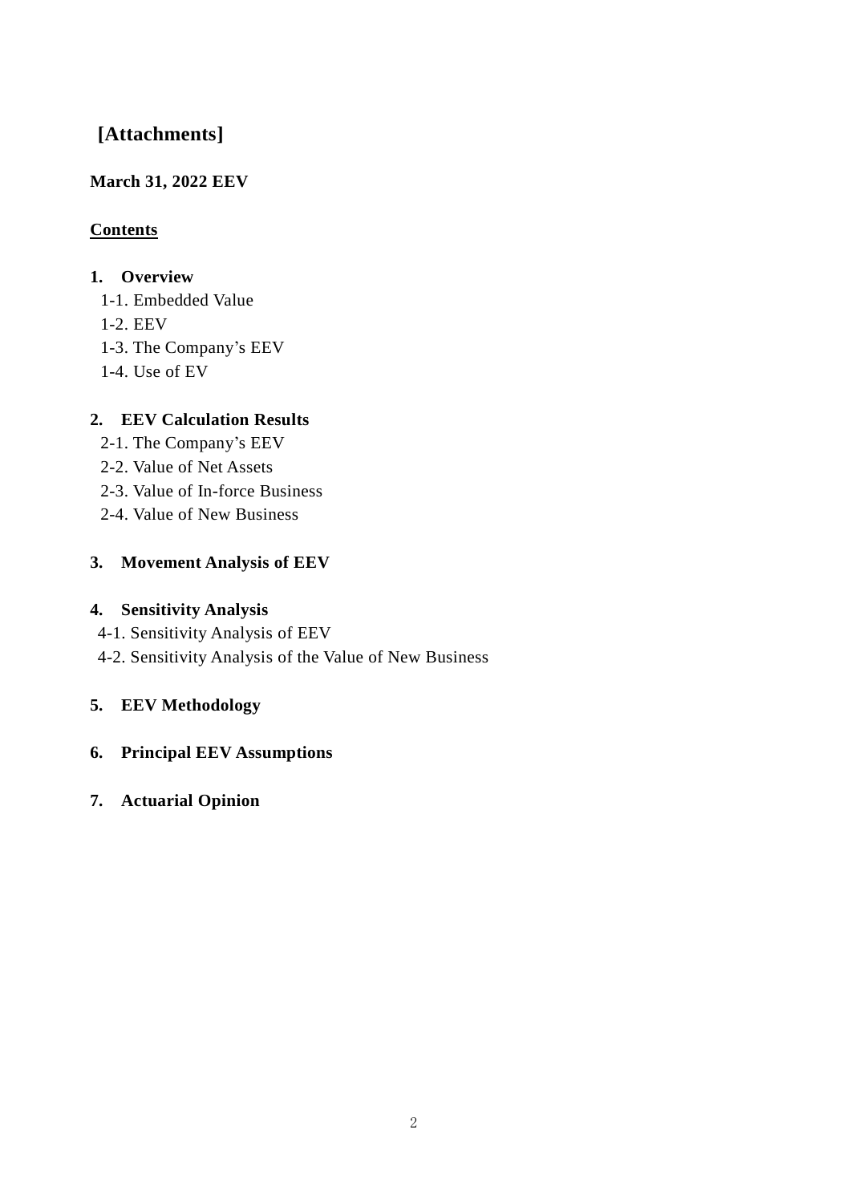# [Attachments]

**March 31, 2022 EEV**

**Contents**

**1. Overview**

1-1. Embedded Value
1-2. EEV
1-3. The Company's EEV
1-4. Use of EV

**2. EEV Calculation Results**

2-1. The Company's EEV
2-2. Value of Net Assets
2-3. Value of In-force Business
2-4. Value of New Business

**3. Movement Analysis of EEV**

**4. Sensitivity Analysis**

4-1. Sensitivity Analysis of EEV
4-2. Sensitivity Analysis of the Value of New Business

**5. EEV Methodology**

**6. Principal EEV Assumptions**

**7. Actuarial Opinion**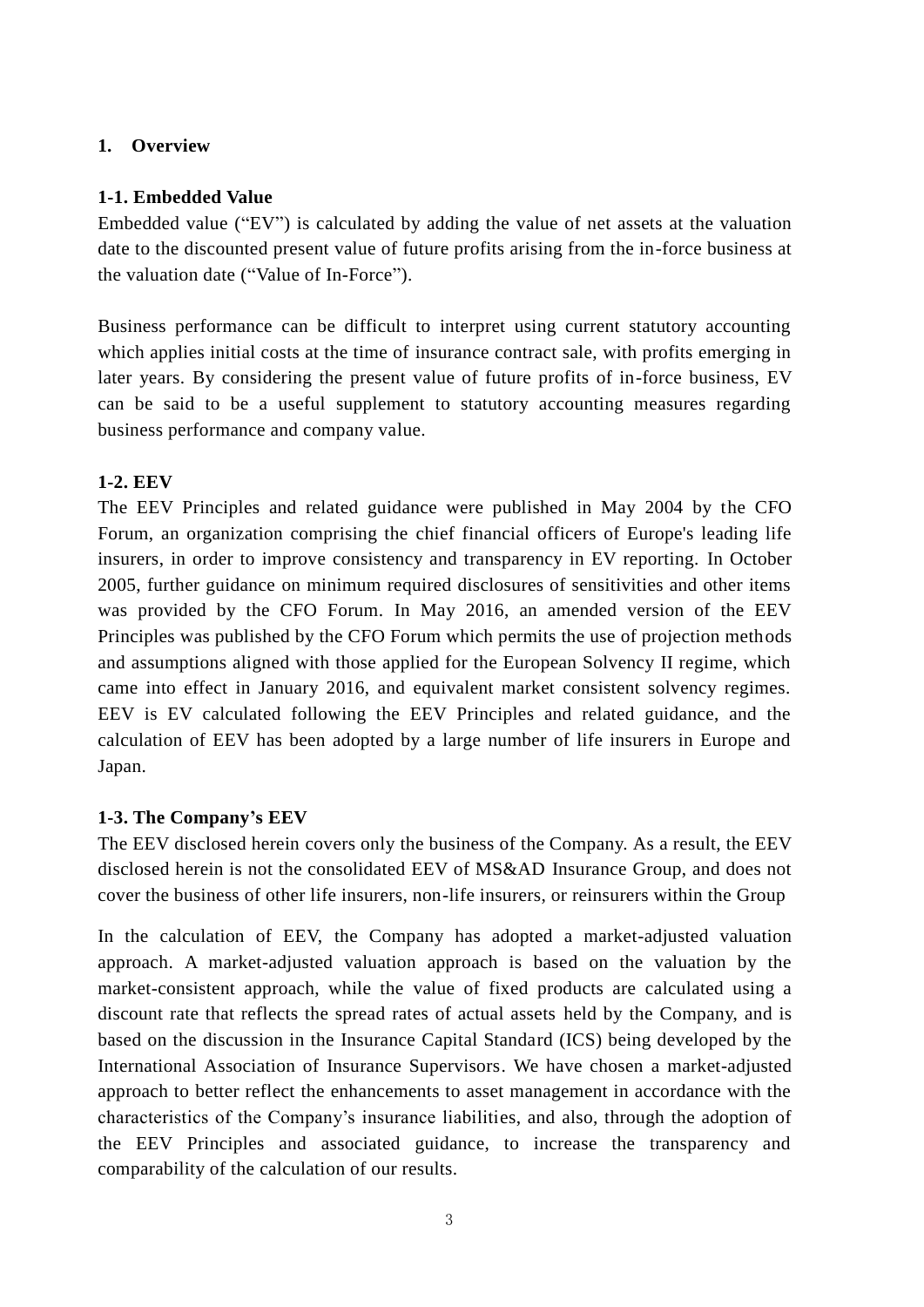## 1. Overview

### 1-1. Embedded Value

Embedded value ("EV") is calculated by adding the value of net assets at the valuation date to the discounted present value of future profits arising from the in-force business at the valuation date ("Value of In-Force").

Business performance can be difficult to interpret using current statutory accounting which applies initial costs at the time of insurance contract sale, with profits emerging in later years. By considering the present value of future profits of in-force business, EV can be said to be a useful supplement to statutory accounting measures regarding business performance and company value.

### 1-2. EEV

The EEV Principles and related guidance were published in May 2004 by the CFO Forum, an organization comprising the chief financial officers of Europe's leading life insurers, in order to improve consistency and transparency in EV reporting. In October 2005, further guidance on minimum required disclosures of sensitivities and other items was provided by the CFO Forum. In May 2016, an amended version of the EEV Principles was published by the CFO Forum which permits the use of projection methods and assumptions aligned with those applied for the European Solvency II regime, which came into effect in January 2016, and equivalent market consistent solvency regimes. EEV is EV calculated following the EEV Principles and related guidance, and the calculation of EEV has been adopted by a large number of life insurers in Europe and Japan.

### 1-3. The Company's EEV

The EEV disclosed herein covers only the business of the Company. As a result, the EEV disclosed herein is not the consolidated EEV of MS&AD Insurance Group, and does not cover the business of other life insurers, non-life insurers, or reinsurers within the Group

In the calculation of EEV, the Company has adopted a market-adjusted valuation approach. A market-adjusted valuation approach is based on the valuation by the market-consistent approach, while the value of fixed products are calculated using a discount rate that reflects the spread rates of actual assets held by the Company, and is based on the discussion in the Insurance Capital Standard (ICS) being developed by the International Association of Insurance Supervisors. We have chosen a market-adjusted approach to better reflect the enhancements to asset management in accordance with the characteristics of the Company's insurance liabilities, and also, through the adoption of the EEV Principles and associated guidance, to increase the transparency and comparability of the calculation of our results.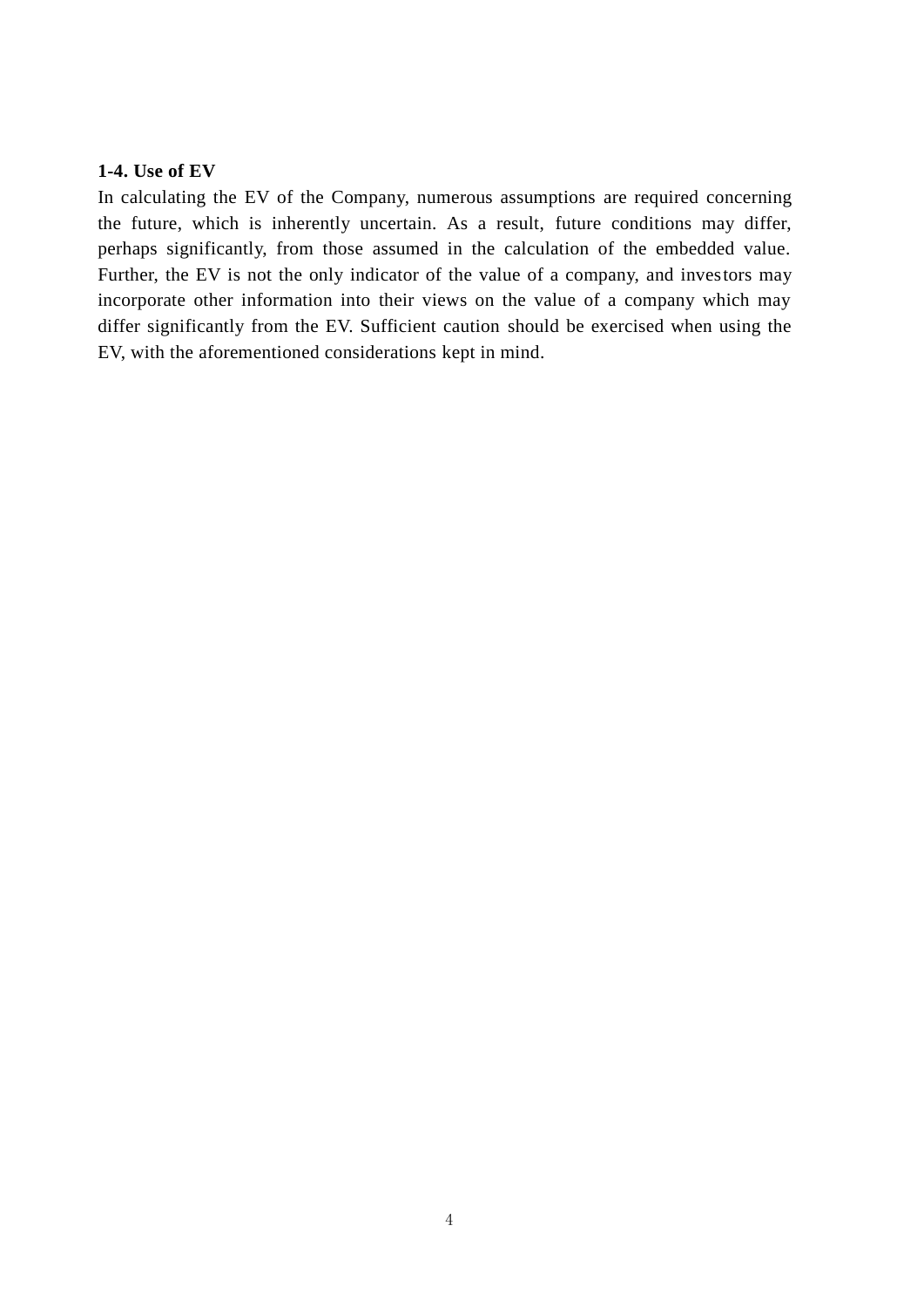**1-4. Use of EV**

In calculating the EV of the Company, numerous assumptions are required concerning the future, which is inherently uncertain. As a result, future conditions may differ, perhaps significantly, from those assumed in the calculation of the embedded value. Further, the EV is not the only indicator of the value of a company, and investors may incorporate other information into their views on the value of a company which may differ significantly from the EV. Sufficient caution should be exercised when using the EV, with the aforementioned considerations kept in mind.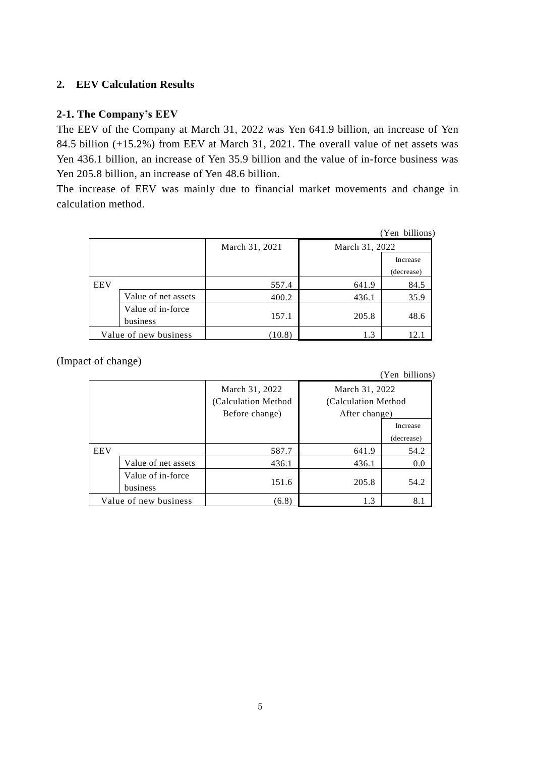## 2. EEV Calculation Results

### 2-1. The Company's EEV

The EEV of the Company at March 31, 2022 was Yen 641.9 billion, an increase of Yen 84.5 billion (+15.2%) from EEV at March 31, 2021. The overall value of net assets was Yen 436.1 billion, an increase of Yen 35.9 billion and the value of in-force business was Yen 205.8 billion, an increase of Yen 48.6 billion.

The increase of EEV was mainly due to financial market movements and change in calculation method.

(Yen billions)

| | | March 31, 2021 | March 31, 2022 | |
|---|---|---|---|---|
| | | | | Increase (decrease) |
| EEV | | 557.4 | 641.9 | 84.5 |
| | Value of net assets | 400.2 | 436.1 | 35.9 |
| | Value of in-force business | 157.1 | 205.8 | 48.6 |
| Value of new business | | (10.8) | 1.3 | 12.1 |

(Impact of change)

(Yen billions)

| | | March 31, 2022 (Calculation Method Before change) | March 31, 2022 (Calculation Method After change) | |
|---|---|---|---|---|
| | | | | Increase (decrease) |
| EEV | | 587.7 | 641.9 | 54.2 |
| | Value of net assets | 436.1 | 436.1 | 0.0 |
| | Value of in-force business | 151.6 | 205.8 | 54.2 |
| Value of new business | | (6.8) | 1.3 | 8.1 |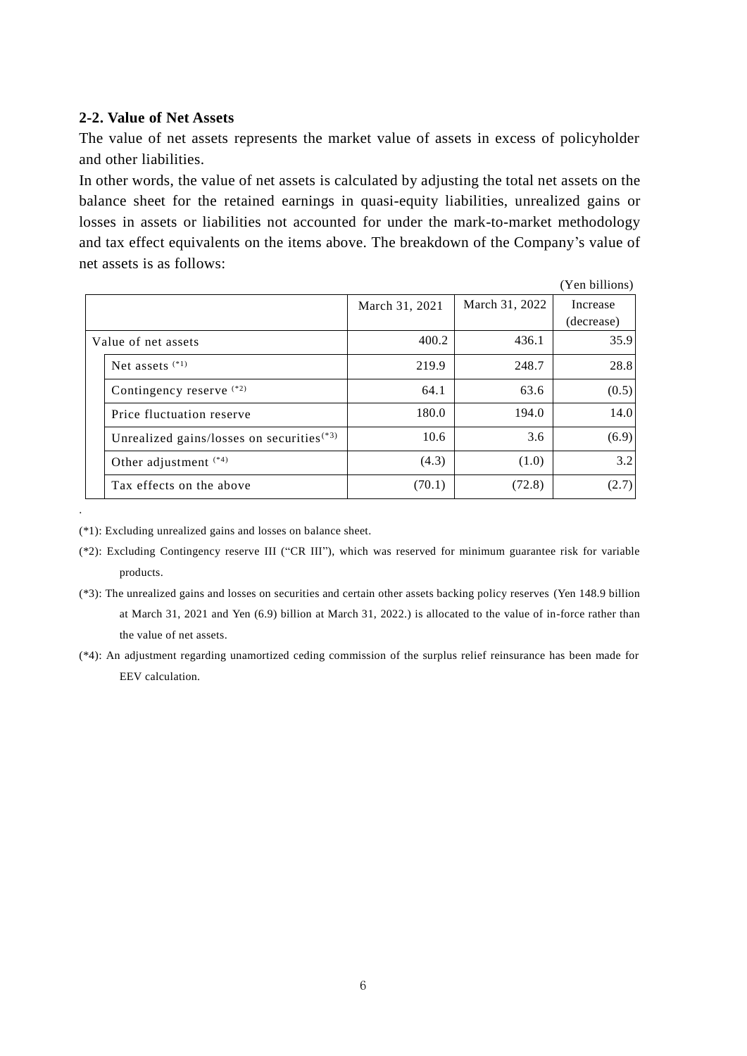## 2-2. Value of Net Assets

The value of net assets represents the market value of assets in excess of policyholder and other liabilities.

In other words, the value of net assets is calculated by adjusting the total net assets on the balance sheet for the retained earnings in quasi-equity liabilities, unrealized gains or losses in assets or liabilities not accounted for under the mark-to-market methodology and tax effect equivalents on the items above. The breakdown of the Company's value of net assets is as follows:

(Yen billions)

| | March 31, 2021 | March 31, 2022 | Increase (decrease) |
|---|---|---|---|
| Value of net assets | 400.2 | 436.1 | 35.9 |
| Net assets (*1) | 219.9 | 248.7 | 28.8 |
| Contingency reserve (*2) | 64.1 | 63.6 | (0.5) |
| Price fluctuation reserve | 180.0 | 194.0 | 14.0 |
| Unrealized gains/losses on securities(*3) | 10.6 | 3.6 | (6.9) |
| Other adjustment (*4) | (4.3) | (1.0) | 3.2 |
| Tax effects on the above | (70.1) | (72.8) | (2.7) |

(*1): Excluding unrealized gains and losses on balance sheet.

(*2): Excluding Contingency reserve III ("CR III"), which was reserved for minimum guarantee risk for variable products.

(*3): The unrealized gains and losses on securities and certain other assets backing policy reserves (Yen 148.9 billion at March 31, 2021 and Yen (6.9) billion at March 31, 2022.) is allocated to the value of in-force rather than the value of net assets.

(*4): An adjustment regarding unamortized ceding commission of the surplus relief reinsurance has been made for EEV calculation.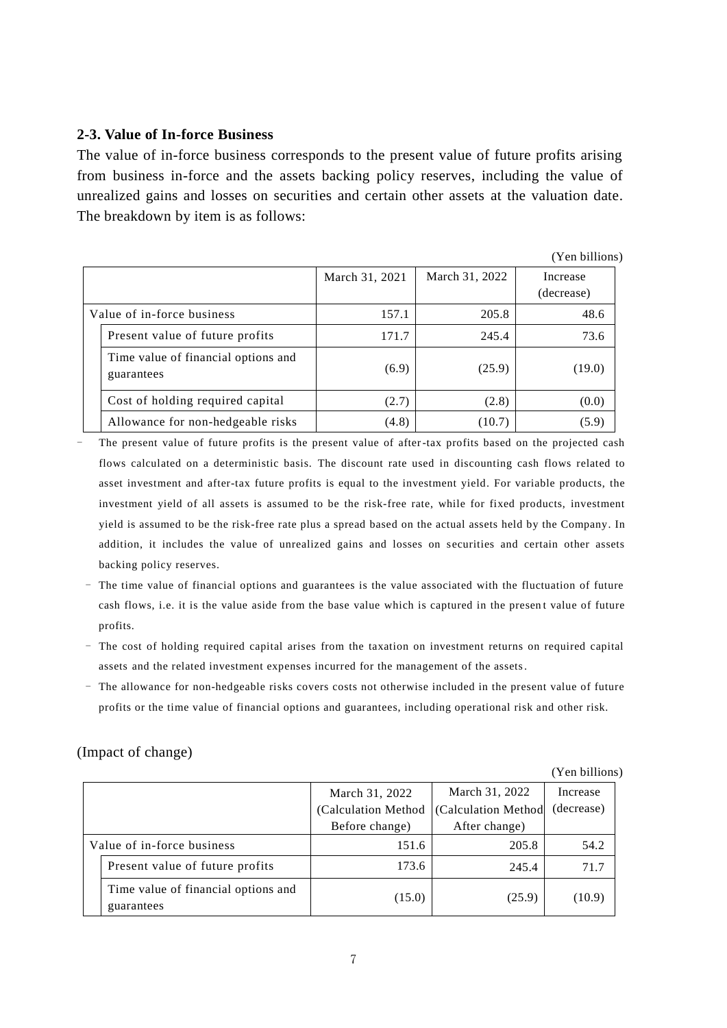### 2-3. Value of In-force Business

The value of in-force business corresponds to the present value of future profits arising from business in-force and the assets backing policy reserves, including the value of unrealized gains and losses on securities and certain other assets at the valuation date. The breakdown by item is as follows:

(Yen billions)

| | March 31, 2021 | March 31, 2022 | Increase (decrease) |
|---|---|---|---|
| Value of in-force business | 157.1 | 205.8 | 48.6 |
| Present value of future profits | 171.7 | 245.4 | 73.6 |
| Time value of financial options and guarantees | (6.9) | (25.9) | (19.0) |
| Cost of holding required capital | (2.7) | (2.8) | (0.0) |
| Allowance for non-hedgeable risks | (4.8) | (10.7) | (5.9) |

- The present value of future profits is the present value of after-tax profits based on the projected cash flows calculated on a deterministic basis. The discount rate used in discounting cash flows related to asset investment and after-tax future profits is equal to the investment yield. For variable products, the investment yield of all assets is assumed to be the risk-free rate, while for fixed products, investment yield is assumed to be the risk-free rate plus a spread based on the actual assets held by the Company. In addition, it includes the value of unrealized gains and losses on securities and certain other assets backing policy reserves.
- The time value of financial options and guarantees is the value associated with the fluctuation of future cash flows, i.e. it is the value aside from the base value which is captured in the present value of future profits.
- The cost of holding required capital arises from the taxation on investment returns on required capital assets and the related investment expenses incurred for the management of the assets.
- The allowance for non-hedgeable risks covers costs not otherwise included in the present value of future profits or the time value of financial options and guarantees, including operational risk and other risk.

(Impact of change)

(Yen billions)

| | March 31, 2022 (Calculation Method Before change) | March 31, 2022 (Calculation Method After change) | Increase (decrease) |
|---|---|---|---|
| Value of in-force business | 151.6 | 205.8 | 54.2 |
| Present value of future profits | 173.6 | 245.4 | 71.7 |
| Time value of financial options and guarantees | (15.0) | (25.9) | (10.9) |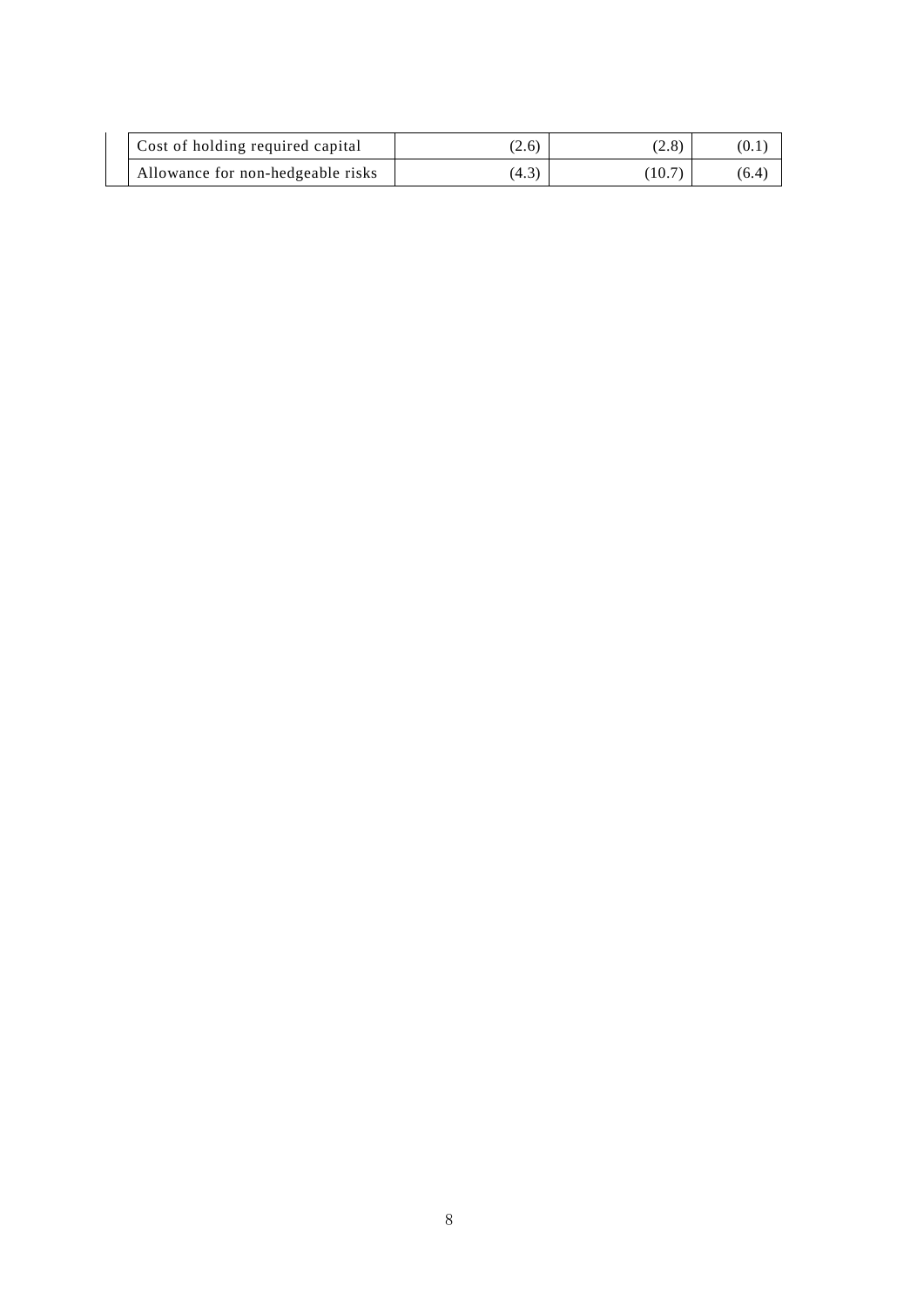| | | | |
|---|---|---|---|
| Cost of holding required capital | (2.6) | (2.8) | (0.1) |
| Allowance for non-hedgeable risks | (4.3) | (10.7) | (6.4) |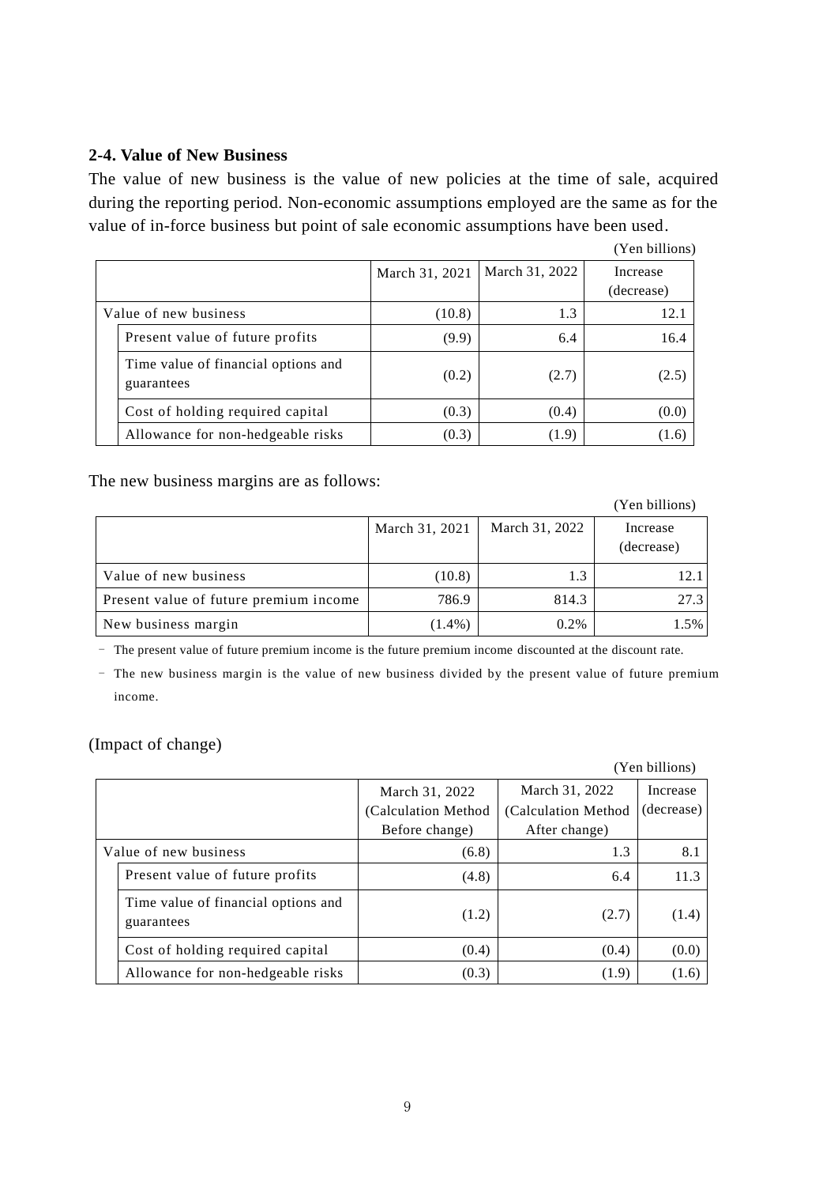## 2-4. Value of New Business

The value of new business is the value of new policies at the time of sale, acquired during the reporting period. Non-economic assumptions employed are the same as for the value of in-force business but point of sale economic assumptions have been used.

(Yen billions)

| | March 31, 2021 | March 31, 2022 | Increase (decrease) |
|---|---|---|---|
| Value of new business | (10.8) | 1.3 | 12.1 |
| Present value of future profits | (9.9) | 6.4 | 16.4 |
| Time value of financial options and guarantees | (0.2) | (2.7) | (2.5) |
| Cost of holding required capital | (0.3) | (0.4) | (0.0) |
| Allowance for non-hedgeable risks | (0.3) | (1.9) | (1.6) |

The new business margins are as follows:

(Yen billions)

| | March 31, 2021 | March 31, 2022 | Increase (decrease) |
|---|---|---|---|
| Value of new business | (10.8) | 1.3 | 12.1 |
| Present value of future premium income | 786.9 | 814.3 | 27.3 |
| New business margin | (1.4%) | 0.2% | 1.5% |

- The present value of future premium income is the future premium income discounted at the discount rate.
- The new business margin is the value of new business divided by the present value of future premium income.

(Impact of change)

(Yen billions)

| | March 31, 2022 (Calculation Method Before change) | March 31, 2022 (Calculation Method After change) | Increase (decrease) |
|---|---|---|---|
| Value of new business | (6.8) | 1.3 | 8.1 |
| Present value of future profits | (4.8) | 6.4 | 11.3 |
| Time value of financial options and guarantees | (1.2) | (2.7) | (1.4) |
| Cost of holding required capital | (0.4) | (0.4) | (0.0) |
| Allowance for non-hedgeable risks | (0.3) | (1.9) | (1.6) |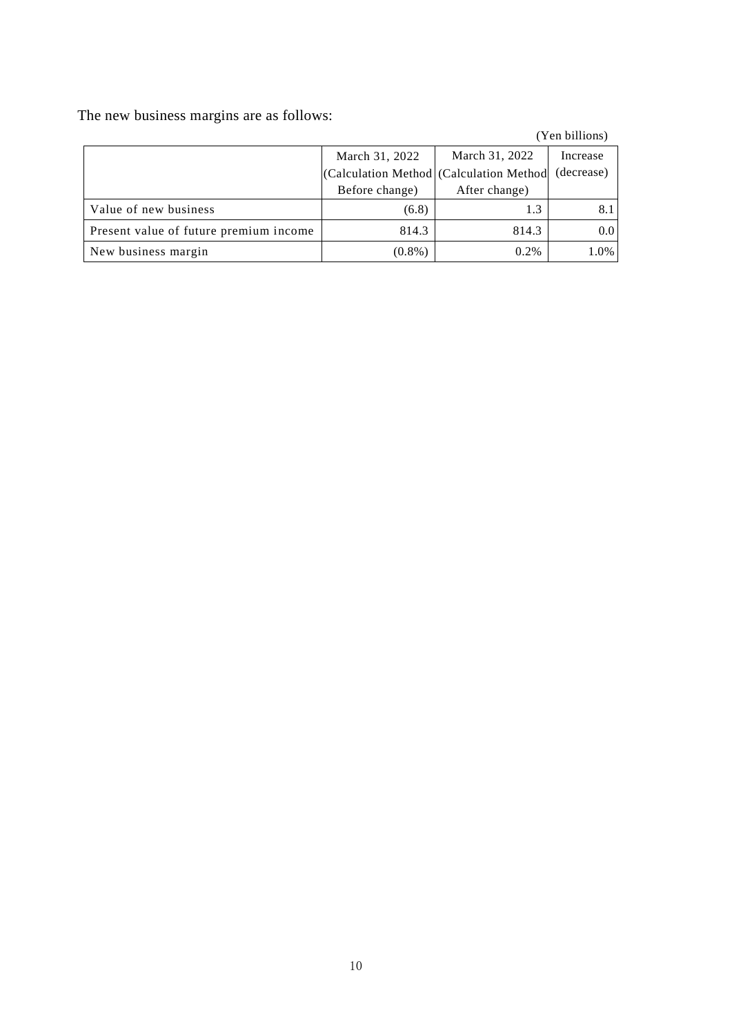The new business margins are as follows:

(Yen billions)

| | March 31, 2022 (Calculation Method Before change) | March 31, 2022 (Calculation Method After change) | Increase (decrease) |
|---|---|---|---|
| Value of new business | (6.8) | 1.3 | 8.1 |
| Present value of future premium income | 814.3 | 814.3 | 0.0 |
| New business margin | (0.8%) | 0.2% | 1.0% |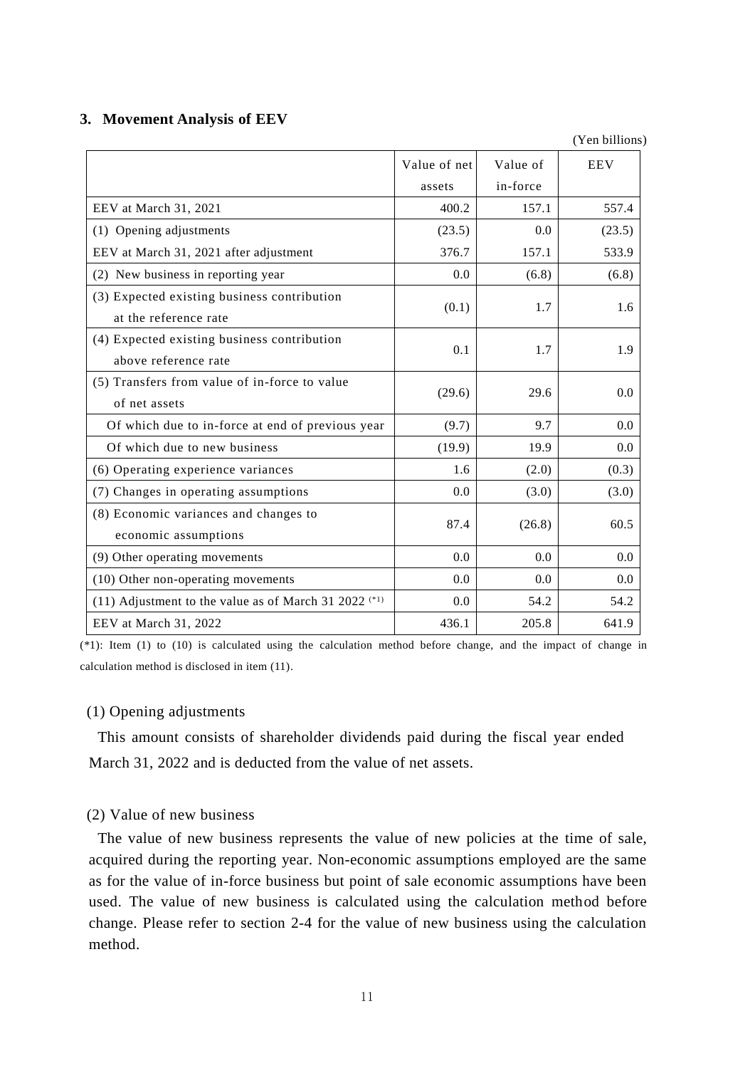## 3. Movement Analysis of EEV

(Yen billions)

| | Value of net assets | Value of in-force | EEV |
|---|---|---|---|
| EEV at March 31, 2021 | 400.2 | 157.1 | 557.4 |
| (1) Opening adjustments | (23.5) | 0.0 | (23.5) |
| EEV at March 31, 2021 after adjustment | 376.7 | 157.1 | 533.9 |
| (2) New business in reporting year | 0.0 | (6.8) | (6.8) |
| (3) Expected existing business contribution at the reference rate | (0.1) | 1.7 | 1.6 |
| (4) Expected existing business contribution above reference rate | 0.1 | 1.7 | 1.9 |
| (5) Transfers from value of in-force to value of net assets | (29.6) | 29.6 | 0.0 |
| Of which due to in-force at end of previous year | (9.7) | 9.7 | 0.0 |
| Of which due to new business | (19.9) | 19.9 | 0.0 |
| (6) Operating experience variances | 1.6 | (2.0) | (0.3) |
| (7) Changes in operating assumptions | 0.0 | (3.0) | (3.0) |
| (8) Economic variances and changes to economic assumptions | 87.4 | (26.8) | 60.5 |
| (9) Other operating movements | 0.0 | 0.0 | 0.0 |
| (10) Other non-operating movements | 0.0 | 0.0 | 0.0 |
| (11) Adjustment to the value as of March 31 2022 (*1) | 0.0 | 54.2 | 54.2 |
| EEV at March 31, 2022 | 436.1 | 205.8 | 641.9 |

(*1): Item (1) to (10) is calculated using the calculation method before change, and the impact of change in calculation method is disclosed in item (11).

### (1) Opening adjustments

This amount consists of shareholder dividends paid during the fiscal year ended March 31, 2022 and is deducted from the value of net assets.

### (2) Value of new business

The value of new business represents the value of new policies at the time of sale, acquired during the reporting year. Non-economic assumptions employed are the same as for the value of in-force business but point of sale economic assumptions have been used. The value of new business is calculated using the calculation method before change. Please refer to section 2-4 for the value of new business using the calculation method.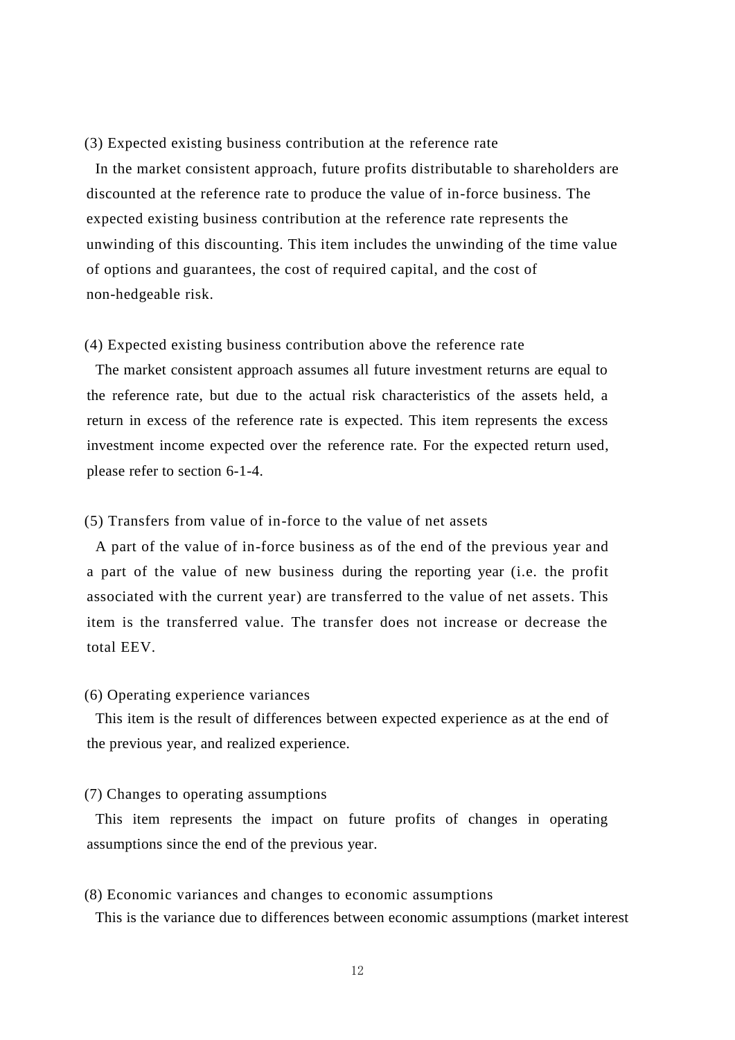(3) Expected existing business contribution at the reference rate

In the market consistent approach, future profits distributable to shareholders are discounted at the reference rate to produce the value of in-force business. The expected existing business contribution at the reference rate represents the unwinding of this discounting. This item includes the unwinding of the time value of options and guarantees, the cost of required capital, and the cost of non-hedgeable risk.

(4) Expected existing business contribution above the reference rate

The market consistent approach assumes all future investment returns are equal to the reference rate, but due to the actual risk characteristics of the assets held, a return in excess of the reference rate is expected. This item represents the excess investment income expected over the reference rate. For the expected return used, please refer to section 6-1-4.

(5) Transfers from value of in-force to the value of net assets

A part of the value of in-force business as of the end of the previous year and a part of the value of new business during the reporting year (i.e. the profit associated with the current year) are transferred to the value of net assets. This item is the transferred value. The transfer does not increase or decrease the total EEV.

(6) Operating experience variances

This item is the result of differences between expected experience as at the end of the previous year, and realized experience.

(7) Changes to operating assumptions

This item represents the impact on future profits of changes in operating assumptions since the end of the previous year.

(8) Economic variances and changes to economic assumptions

This is the variance due to differences between economic assumptions (market interest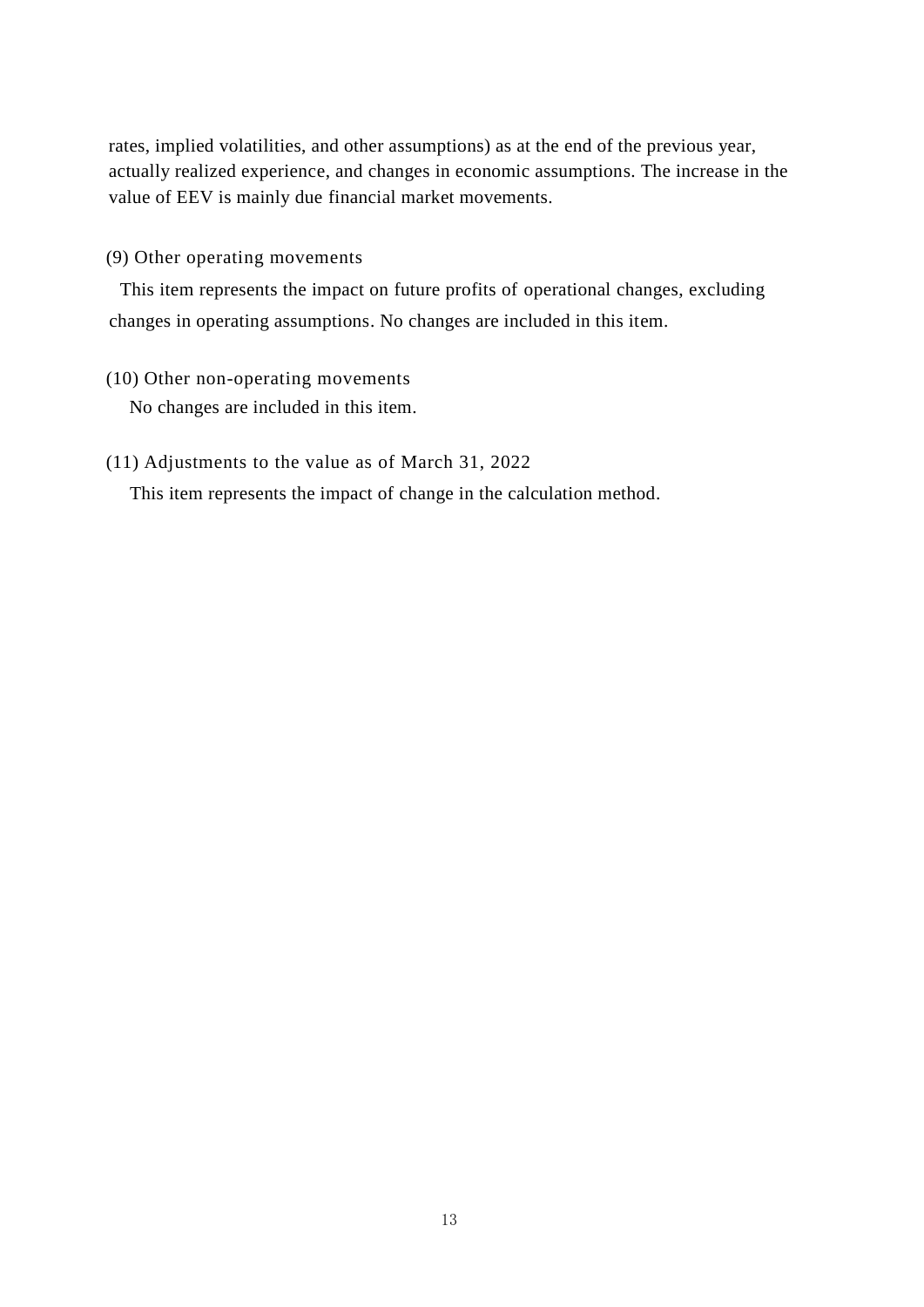rates, implied volatilities, and other assumptions) as at the end of the previous year, actually realized experience, and changes in economic assumptions. The increase in the value of EEV is mainly due financial market movements.

(9) Other operating movements

This item represents the impact on future profits of operational changes, excluding changes in operating assumptions. No changes are included in this item.

(10) Other non-operating movements

No changes are included in this item.

(11) Adjustments to the value as of March 31, 2022

This item represents the impact of change in the calculation method.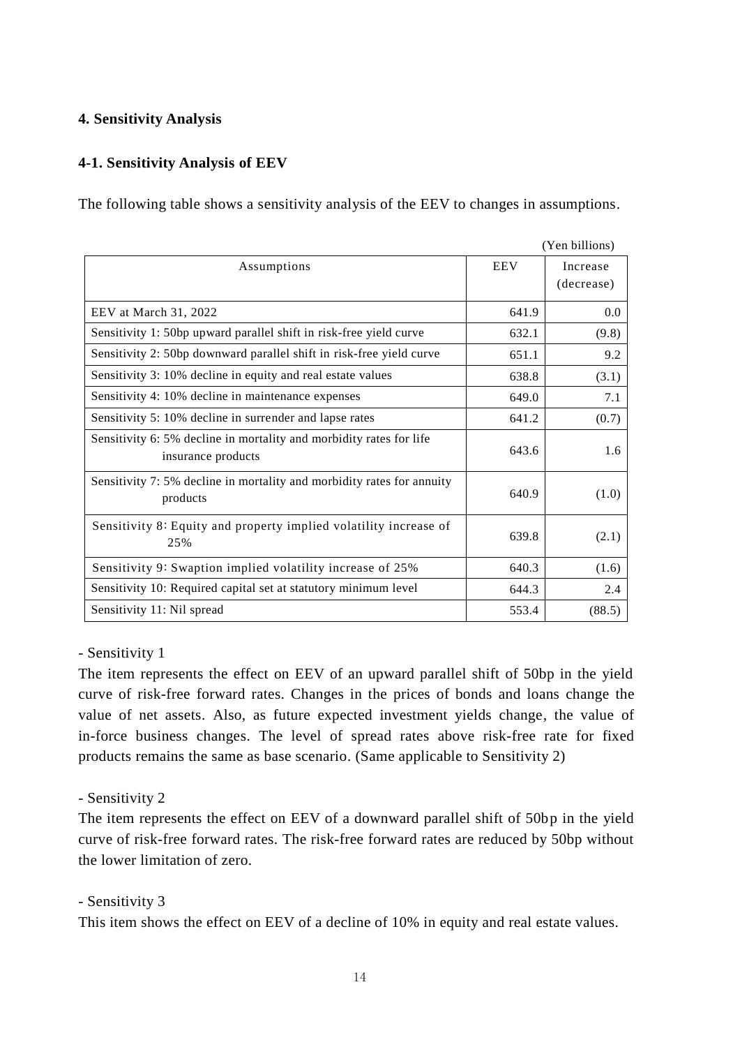### 4. Sensitivity Analysis

### 4-1. Sensitivity Analysis of EEV

The following table shows a sensitivity analysis of the EEV to changes in assumptions.

(Yen billions)

| Assumptions | EEV | Increase (decrease) |
|---|---|---|
| EEV at March 31, 2022 | 641.9 | 0.0 |
| Sensitivity 1: 50bp upward parallel shift in risk-free yield curve | 632.1 | (9.8) |
| Sensitivity 2: 50bp downward parallel shift in risk-free yield curve | 651.1 | 9.2 |
| Sensitivity 3: 10% decline in equity and real estate values | 638.8 | (3.1) |
| Sensitivity 4: 10% decline in maintenance expenses | 649.0 | 7.1 |
| Sensitivity 5: 10% decline in surrender and lapse rates | 641.2 | (0.7) |
| Sensitivity 6: 5% decline in mortality and morbidity rates for life insurance products | 643.6 | 1.6 |
| Sensitivity 7: 5% decline in mortality and morbidity rates for annuity products | 640.9 | (1.0) |
| Sensitivity 8: Equity and property implied volatility increase of 25% | 639.8 | (2.1) |
| Sensitivity 9: Swaption implied volatility increase of 25% | 640.3 | (1.6) |
| Sensitivity 10: Required capital set at statutory minimum level | 644.3 | 2.4 |
| Sensitivity 11: Nil spread | 553.4 | (88.5) |

- Sensitivity 1

The item represents the effect on EEV of an upward parallel shift of 50bp in the yield curve of risk-free forward rates. Changes in the prices of bonds and loans change the value of net assets. Also, as future expected investment yields change, the value of in-force business changes. The level of spread rates above risk-free rate for fixed products remains the same as base scenario. (Same applicable to Sensitivity 2)

- Sensitivity 2

The item represents the effect on EEV of a downward parallel shift of 50bp in the yield curve of risk-free forward rates. The risk-free forward rates are reduced by 50bp without the lower limitation of zero.

- Sensitivity 3

This item shows the effect on EEV of a decline of 10% in equity and real estate values.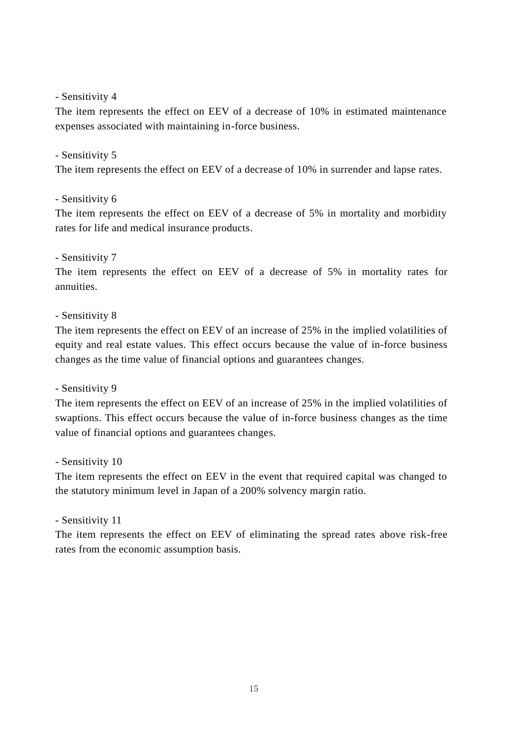- Sensitivity 4

The item represents the effect on EEV of a decrease of 10% in estimated maintenance expenses associated with maintaining in-force business.

- Sensitivity 5

The item represents the effect on EEV of a decrease of 10% in surrender and lapse rates.

- Sensitivity 6

The item represents the effect on EEV of a decrease of 5% in mortality and morbidity rates for life and medical insurance products.

- Sensitivity 7

The item represents the effect on EEV of a decrease of 5% in mortality rates for annuities.

- Sensitivity 8

The item represents the effect on EEV of an increase of 25% in the implied volatilities of equity and real estate values. This effect occurs because the value of in-force business changes as the time value of financial options and guarantees changes.

- Sensitivity 9

The item represents the effect on EEV of an increase of 25% in the implied volatilities of swaptions. This effect occurs because the value of in-force business changes as the time value of financial options and guarantees changes.

- Sensitivity 10

The item represents the effect on EEV in the event that required capital was changed to the statutory minimum level in Japan of a 200% solvency margin ratio.

- Sensitivity 11

The item represents the effect on EEV of eliminating the spread rates above risk-free rates from the economic assumption basis.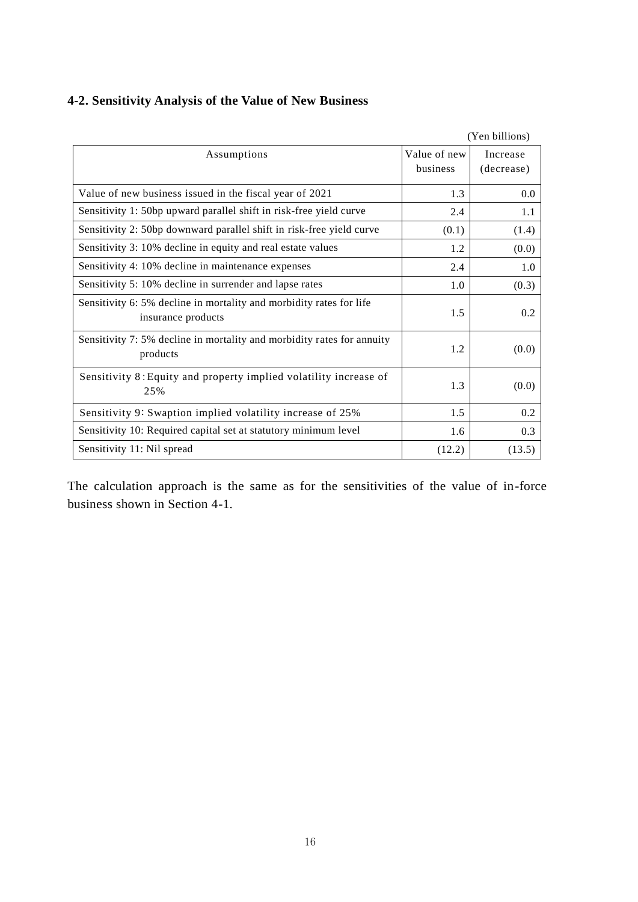## 4-2. Sensitivity Analysis of the Value of New Business

(Yen billions)

| Assumptions | Value of new business | Increase (decrease) |
|---|---|---|
| Value of new business issued in the fiscal year of 2021 | 1.3 | 0.0 |
| Sensitivity 1: 50bp upward parallel shift in risk-free yield curve | 2.4 | 1.1 |
| Sensitivity 2: 50bp downward parallel shift in risk-free yield curve | (0.1) | (1.4) |
| Sensitivity 3: 10% decline in equity and real estate values | 1.2 | (0.0) |
| Sensitivity 4: 10% decline in maintenance expenses | 2.4 | 1.0 |
| Sensitivity 5: 10% decline in surrender and lapse rates | 1.0 | (0.3) |
| Sensitivity 6: 5% decline in mortality and morbidity rates for life insurance products | 1.5 | 0.2 |
| Sensitivity 7: 5% decline in mortality and morbidity rates for annuity products | 1.2 | (0.0) |
| Sensitivity 8：Equity and property implied volatility increase of 25% | 1.3 | (0.0) |
| Sensitivity 9: Swaption implied volatility increase of 25% | 1.5 | 0.2 |
| Sensitivity 10: Required capital set at statutory minimum level | 1.6 | 0.3 |
| Sensitivity 11: Nil spread | (12.2) | (13.5) |

The calculation approach is the same as for the sensitivities of the value of in-force business shown in Section 4-1.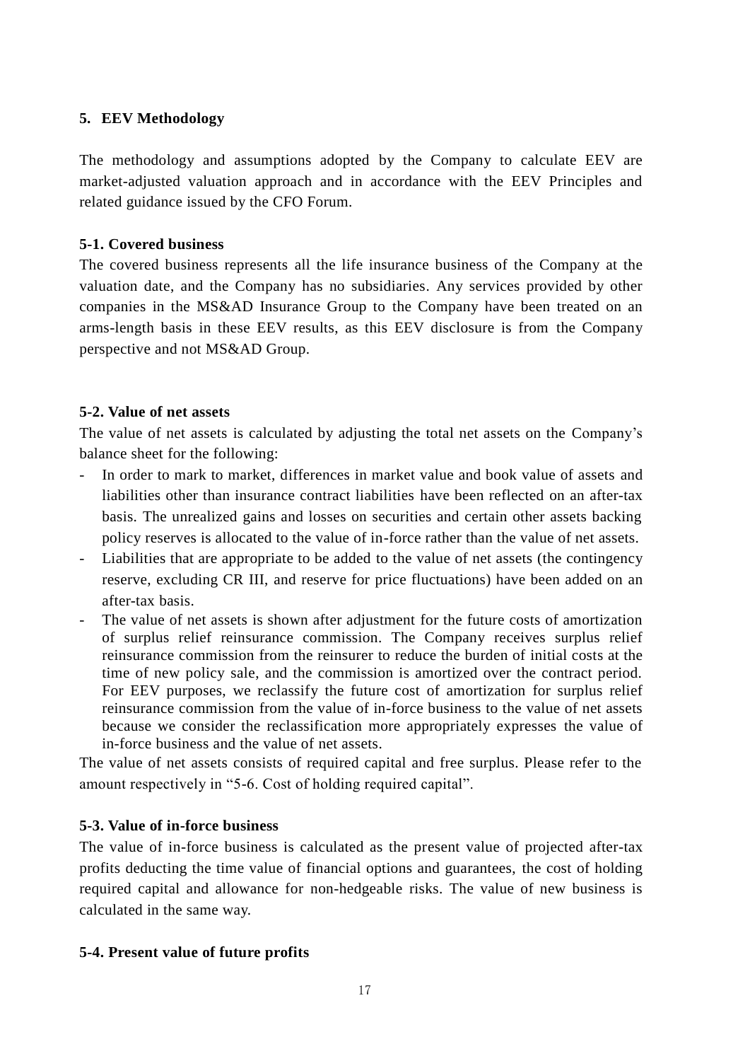## 5. EEV Methodology

The methodology and assumptions adopted by the Company to calculate EEV are market-adjusted valuation approach and in accordance with the EEV Principles and related guidance issued by the CFO Forum.

### 5-1. Covered business

The covered business represents all the life insurance business of the Company at the valuation date, and the Company has no subsidiaries. Any services provided by other companies in the MS&AD Insurance Group to the Company have been treated on an arms-length basis in these EEV results, as this EEV disclosure is from the Company perspective and not MS&AD Group.

### 5-2. Value of net assets

The value of net assets is calculated by adjusting the total net assets on the Company's balance sheet for the following:

- In order to mark to market, differences in market value and book value of assets and liabilities other than insurance contract liabilities have been reflected on an after-tax basis. The unrealized gains and losses on securities and certain other assets backing policy reserves is allocated to the value of in-force rather than the value of net assets.
- Liabilities that are appropriate to be added to the value of net assets (the contingency reserve, excluding CR III, and reserve for price fluctuations) have been added on an after-tax basis.
- The value of net assets is shown after adjustment for the future costs of amortization of surplus relief reinsurance commission. The Company receives surplus relief reinsurance commission from the reinsurer to reduce the burden of initial costs at the time of new policy sale, and the commission is amortized over the contract period. For EEV purposes, we reclassify the future cost of amortization for surplus relief reinsurance commission from the value of in-force business to the value of net assets because we consider the reclassification more appropriately expresses the value of in-force business and the value of net assets.

The value of net assets consists of required capital and free surplus. Please refer to the amount respectively in "5-6. Cost of holding required capital".

### 5-3. Value of in-force business

The value of in-force business is calculated as the present value of projected after-tax profits deducting the time value of financial options and guarantees, the cost of holding required capital and allowance for non-hedgeable risks. The value of new business is calculated in the same way.

### 5-4. Present value of future profits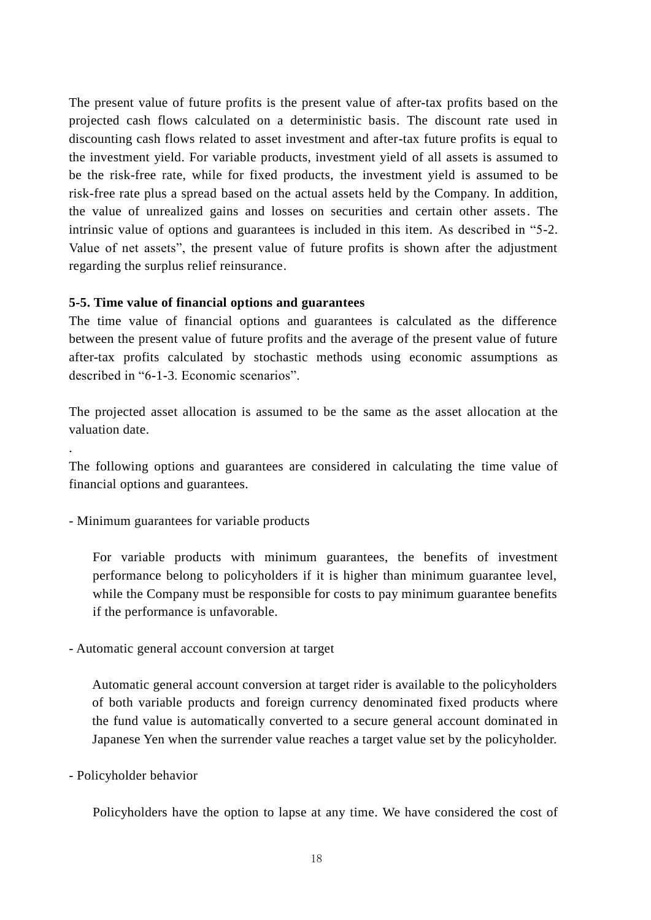The present value of future profits is the present value of after-tax profits based on the projected cash flows calculated on a deterministic basis. The discount rate used in discounting cash flows related to asset investment and after-tax future profits is equal to the investment yield. For variable products, investment yield of all assets is assumed to be the risk-free rate, while for fixed products, the investment yield is assumed to be risk-free rate plus a spread based on the actual assets held by the Company. In addition, the value of unrealized gains and losses on securities and certain other assets. The intrinsic value of options and guarantees is included in this item. As described in "5-2. Value of net assets", the present value of future profits is shown after the adjustment regarding the surplus relief reinsurance.

**5-5. Time value of financial options and guarantees**

The time value of financial options and guarantees is calculated as the difference between the present value of future profits and the average of the present value of future after-tax profits calculated by stochastic methods using economic assumptions as described in "6-1-3. Economic scenarios".

The projected asset allocation is assumed to be the same as the asset allocation at the valuation date.

.

The following options and guarantees are considered in calculating the time value of financial options and guarantees.

- Minimum guarantees for variable products

  For variable products with minimum guarantees, the benefits of investment performance belong to policyholders if it is higher than minimum guarantee level, while the Company must be responsible for costs to pay minimum guarantee benefits if the performance is unfavorable.

- Automatic general account conversion at target

  Automatic general account conversion at target rider is available to the policyholders of both variable products and foreign currency denominated fixed products where the fund value is automatically converted to a secure general account dominated in Japanese Yen when the surrender value reaches a target value set by the policyholder.

- Policyholder behavior

  Policyholders have the option to lapse at any time. We have considered the cost of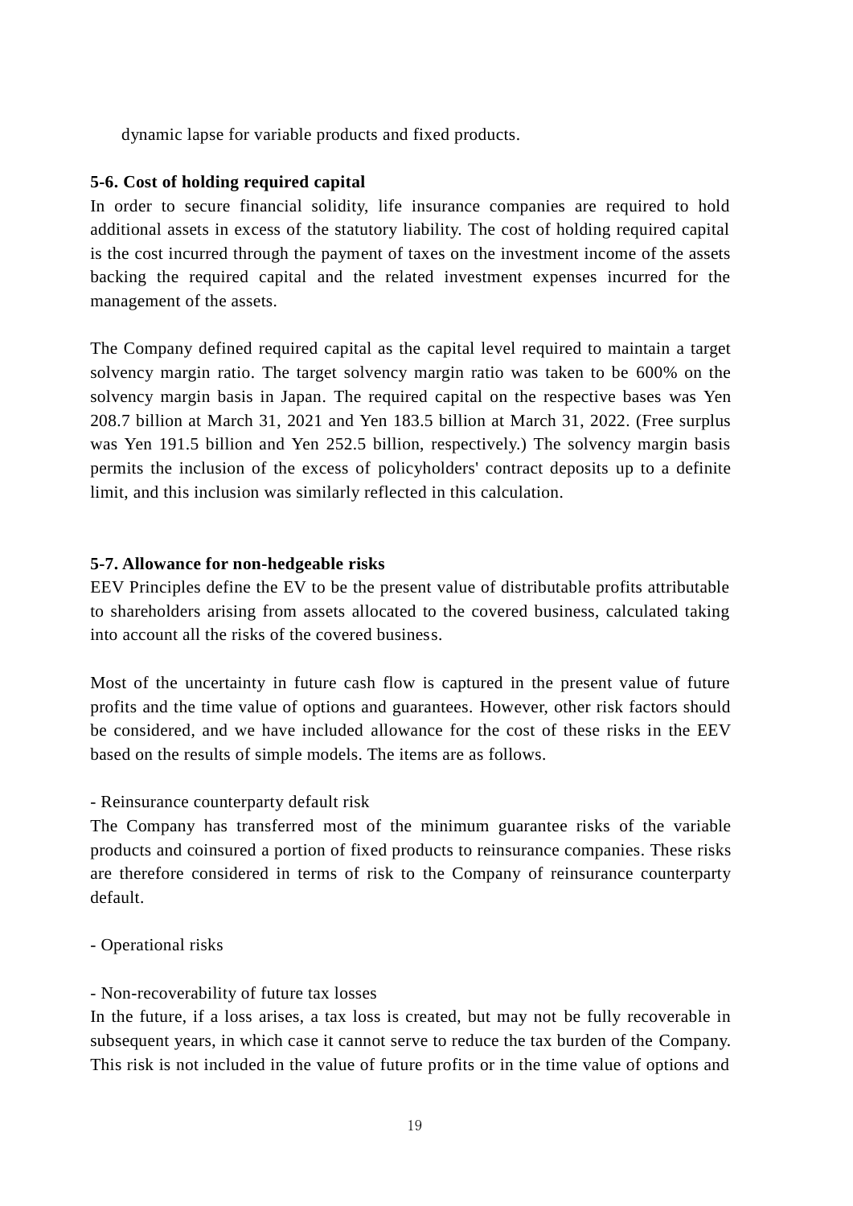dynamic lapse for variable products and fixed products.

**5-6. Cost of holding required capital**

In order to secure financial solidity, life insurance companies are required to hold additional assets in excess of the statutory liability. The cost of holding required capital is the cost incurred through the payment of taxes on the investment income of the assets backing the required capital and the related investment expenses incurred for the management of the assets.

The Company defined required capital as the capital level required to maintain a target solvency margin ratio. The target solvency margin ratio was taken to be 600% on the solvency margin basis in Japan. The required capital on the respective bases was Yen 208.7 billion at March 31, 2021 and Yen 183.5 billion at March 31, 2022. (Free surplus was Yen 191.5 billion and Yen 252.5 billion, respectively.) The solvency margin basis permits the inclusion of the excess of policyholders' contract deposits up to a definite limit, and this inclusion was similarly reflected in this calculation.

**5-7. Allowance for non-hedgeable risks**

EEV Principles define the EV to be the present value of distributable profits attributable to shareholders arising from assets allocated to the covered business, calculated taking into account all the risks of the covered business.

Most of the uncertainty in future cash flow is captured in the present value of future profits and the time value of options and guarantees. However, other risk factors should be considered, and we have included allowance for the cost of these risks in the EEV based on the results of simple models. The items are as follows.

- Reinsurance counterparty default risk

The Company has transferred most of the minimum guarantee risks of the variable products and coinsured a portion of fixed products to reinsurance companies. These risks are therefore considered in terms of risk to the Company of reinsurance counterparty default.

- Operational risks

- Non-recoverability of future tax losses

In the future, if a loss arises, a tax loss is created, but may not be fully recoverable in subsequent years, in which case it cannot serve to reduce the tax burden of the Company. This risk is not included in the value of future profits or in the time value of options and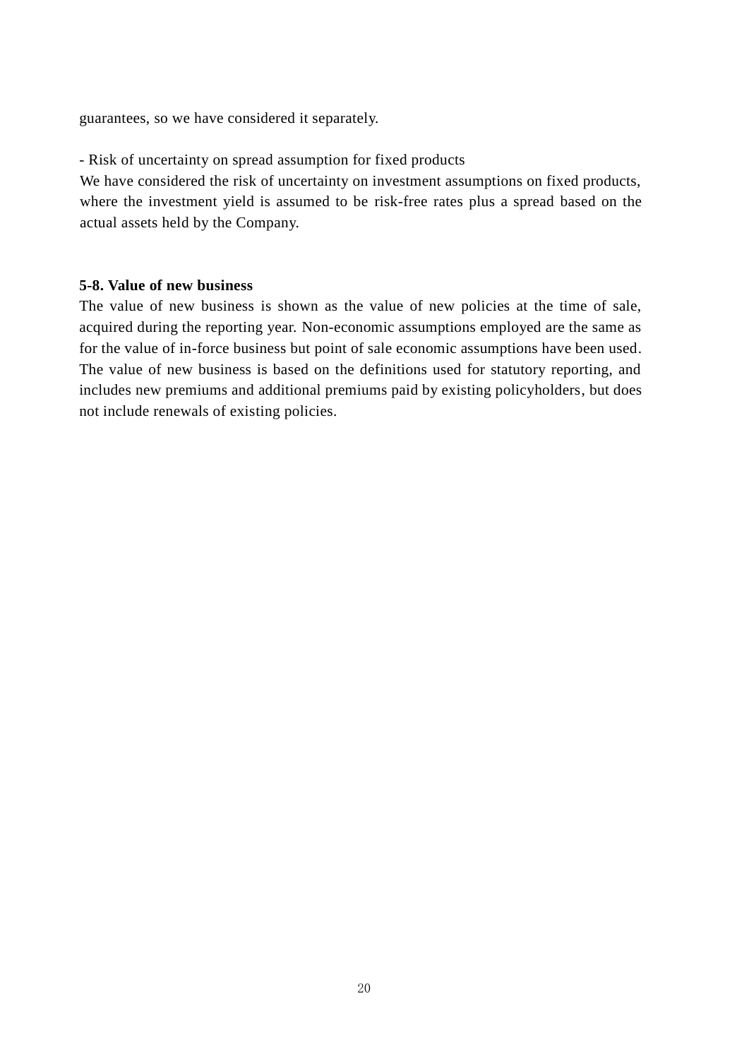guarantees, so we have considered it separately.

- Risk of uncertainty on spread assumption for fixed products

We have considered the risk of uncertainty on investment assumptions on fixed products, where the investment yield is assumed to be risk-free rates plus a spread based on the actual assets held by the Company.

**5-8. Value of new business**

The value of new business is shown as the value of new policies at the time of sale, acquired during the reporting year. Non-economic assumptions employed are the same as for the value of in-force business but point of sale economic assumptions have been used. The value of new business is based on the definitions used for statutory reporting, and includes new premiums and additional premiums paid by existing policyholders, but does not include renewals of existing policies.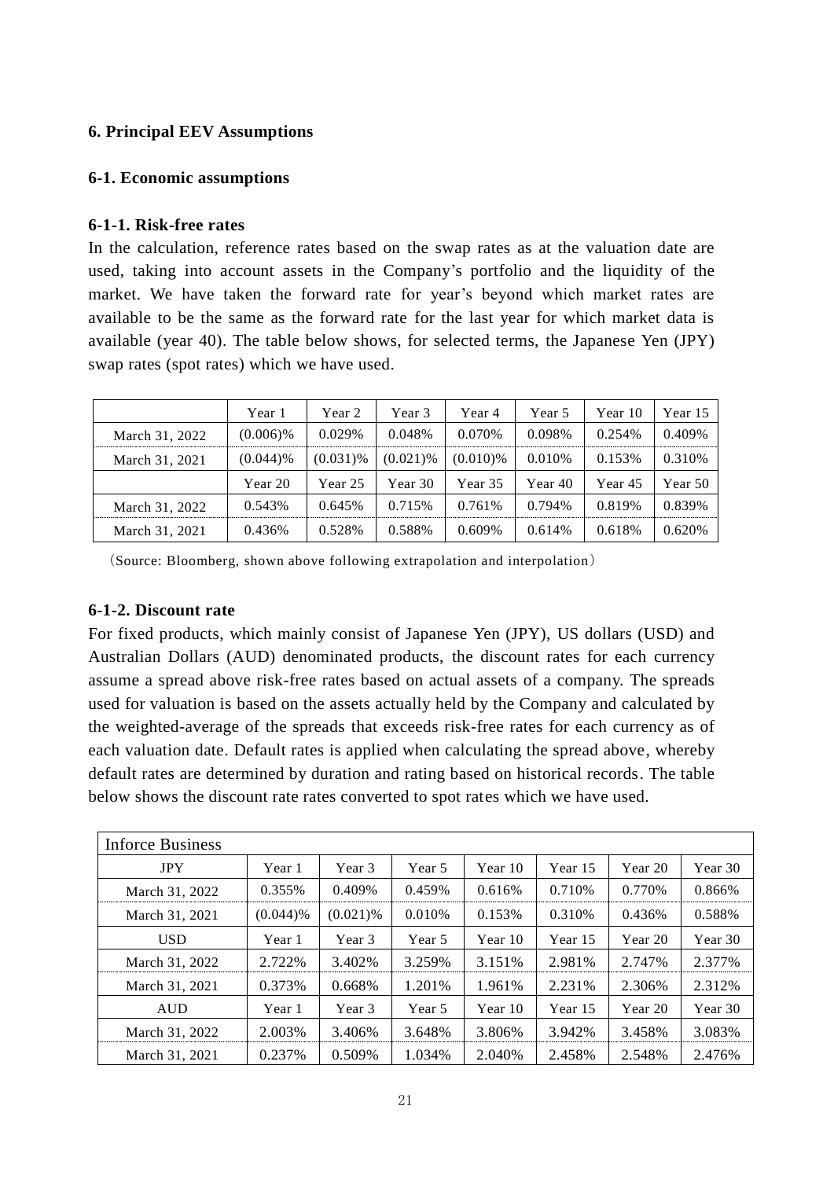### 6. Principal EEV Assumptions

#### 6-1. Economic assumptions

#### 6-1-1. Risk-free rates

In the calculation, reference rates based on the swap rates as at the valuation date are used, taking into account assets in the Company's portfolio and the liquidity of the market. We have taken the forward rate for year's beyond which market rates are available to be the same as the forward rate for the last year for which market data is available (year 40). The table below shows, for selected terms, the Japanese Yen (JPY) swap rates (spot rates) which we have used.

| | Year 1 | Year 2 | Year 3 | Year 4 | Year 5 | Year 10 | Year 15 |
|---|---|---|---|---|---|---|---|
| March 31, 2022 | (0.006)% | 0.029% | 0.048% | 0.070% | 0.098% | 0.254% | 0.409% |
| March 31, 2021 | (0.044)% | (0.031)% | (0.021)% | (0.010)% | 0.010% | 0.153% | 0.310% |
| | Year 20 | Year 25 | Year 30 | Year 35 | Year 40 | Year 45 | Year 50 |
| March 31, 2022 | 0.543% | 0.645% | 0.715% | 0.761% | 0.794% | 0.819% | 0.839% |
| March 31, 2021 | 0.436% | 0.528% | 0.588% | 0.609% | 0.614% | 0.618% | 0.620% |

（Source: Bloomberg, shown above following extrapolation and interpolation）

#### 6-1-2. Discount rate

For fixed products, which mainly consist of Japanese Yen (JPY), US dollars (USD) and Australian Dollars (AUD) denominated products, the discount rates for each currency assume a spread above risk-free rates based on actual assets of a company. The spreads used for valuation is based on the assets actually held by the Company and calculated by the weighted-average of the spreads that exceeds risk-free rates for each currency as of each valuation date. Default rates is applied when calculating the spread above, whereby default rates are determined by duration and rating based on historical records. The table below shows the discount rate rates converted to spot rates which we have used.

| Inforce Business | | | | | | | |
|---|---|---|---|---|---|---|---|
| JPY | Year 1 | Year 3 | Year 5 | Year 10 | Year 15 | Year 20 | Year 30 |
| March 31, 2022 | 0.355% | 0.409% | 0.459% | 0.616% | 0.710% | 0.770% | 0.866% |
| March 31, 2021 | (0.044)% | (0.021)% | 0.010% | 0.153% | 0.310% | 0.436% | 0.588% |
| USD | Year 1 | Year 3 | Year 5 | Year 10 | Year 15 | Year 20 | Year 30 |
| March 31, 2022 | 2.722% | 3.402% | 3.259% | 3.151% | 2.981% | 2.747% | 2.377% |
| March 31, 2021 | 0.373% | 0.668% | 1.201% | 1.961% | 2.231% | 2.306% | 2.312% |
| AUD | Year 1 | Year 3 | Year 5 | Year 10 | Year 15 | Year 20 | Year 30 |
| March 31, 2022 | 2.003% | 3.406% | 3.648% | 3.806% | 3.942% | 3.458% | 3.083% |
| March 31, 2021 | 0.237% | 0.509% | 1.034% | 2.040% | 2.458% | 2.548% | 2.476% |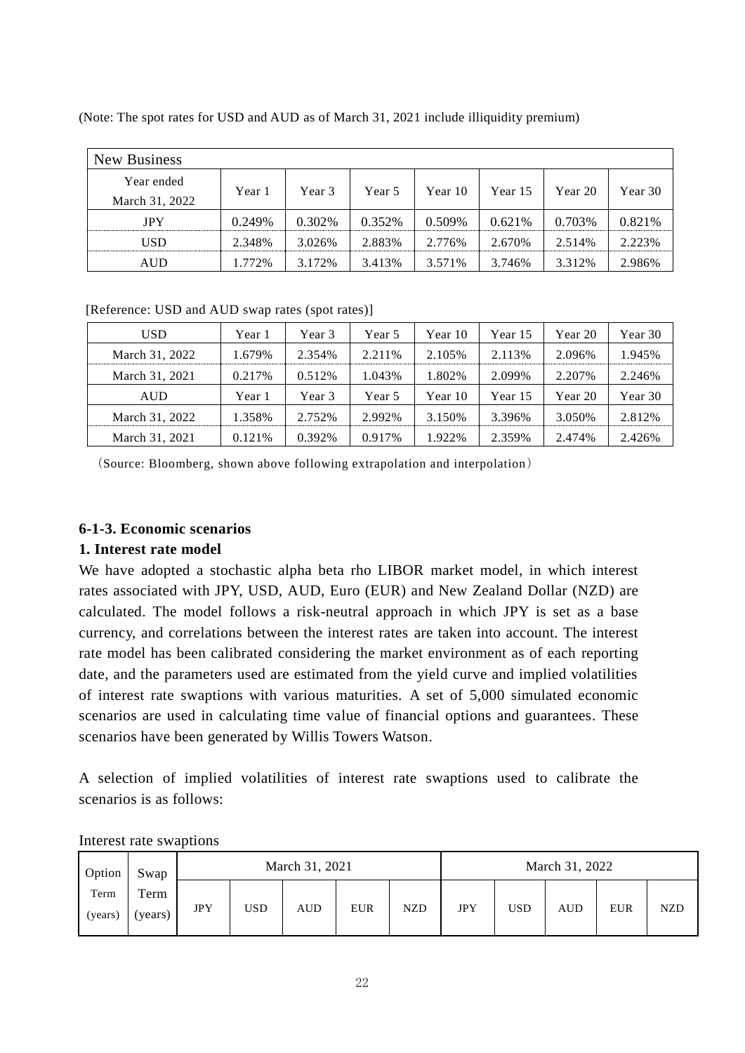(Note: The spot rates for USD and AUD as of March 31, 2021 include illiquidity premium)

| New Business | | | | | | | |
|---|---|---|---|---|---|---|---|
| Year ended March 31, 2022 | Year 1 | Year 3 | Year 5 | Year 10 | Year 15 | Year 20 | Year 30 |
| JPY | 0.249% | 0.302% | 0.352% | 0.509% | 0.621% | 0.703% | 0.821% |
| USD | 2.348% | 3.026% | 2.883% | 2.776% | 2.670% | 2.514% | 2.223% |
| AUD | 1.772% | 3.172% | 3.413% | 3.571% | 3.746% | 3.312% | 2.986% |

[Reference: USD and AUD swap rates (spot rates)]

| USD | Year 1 | Year 3 | Year 5 | Year 10 | Year 15 | Year 20 | Year 30 |
|---|---|---|---|---|---|---|---|
| March 31, 2022 | 1.679% | 2.354% | 2.211% | 2.105% | 2.113% | 2.096% | 1.945% |
| March 31, 2021 | 0.217% | 0.512% | 1.043% | 1.802% | 2.099% | 2.207% | 2.246% |
| AUD | Year 1 | Year 3 | Year 5 | Year 10 | Year 15 | Year 20 | Year 30 |
| March 31, 2022 | 1.358% | 2.752% | 2.992% | 3.150% | 3.396% | 3.050% | 2.812% |
| March 31, 2021 | 0.121% | 0.392% | 0.917% | 1.922% | 2.359% | 2.474% | 2.426% |

(Source: Bloomberg, shown above following extrapolation and interpolation)

### 6-1-3. Economic scenarios

#### 1. Interest rate model

We have adopted a stochastic alpha beta rho LIBOR market model, in which interest rates associated with JPY, USD, AUD, Euro (EUR) and New Zealand Dollar (NZD) are calculated. The model follows a risk-neutral approach in which JPY is set as a base currency, and correlations between the interest rates are taken into account. The interest rate model has been calibrated considering the market environment as of each reporting date, and the parameters used are estimated from the yield curve and implied volatilities of interest rate swaptions with various maturities. A set of 5,000 simulated economic scenarios are used in calculating time value of financial options and guarantees. These scenarios have been generated by Willis Towers Watson.

A selection of implied volatilities of interest rate swaptions used to calibrate the scenarios is as follows:

Interest rate swaptions

| Option Term (years) | Swap Term (years) | March 31, 2021 | | | | | March 31, 2022 | | | | |
|---|---|---|---|---|---|---|---|---|---|---|---|
| | | JPY | USD | AUD | EUR | NZD | JPY | USD | AUD | EUR | NZD |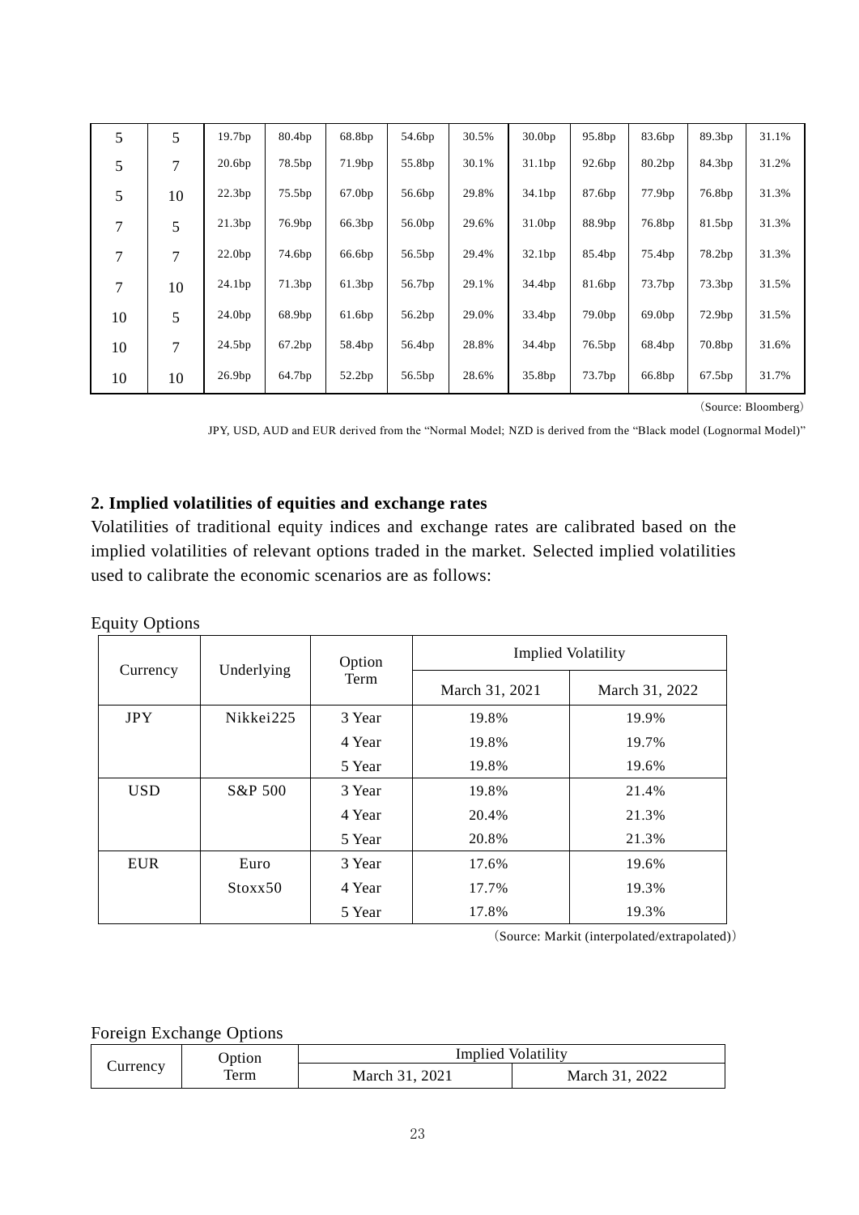| 5 | 5 | 19.7bp | 80.4bp | 68.8bp | 54.6bp | 30.5% | 30.0bp | 95.8bp | 83.6bp | 89.3bp | 31.1% |
|---|---|---|---|---|---|---|---|---|---|---|---|
| 5 | 7 | 20.6bp | 78.5bp | 71.9bp | 55.8bp | 30.1% | 31.1bp | 92.6bp | 80.2bp | 84.3bp | 31.2% |
| 5 | 10 | 22.3bp | 75.5bp | 67.0bp | 56.6bp | 29.8% | 34.1bp | 87.6bp | 77.9bp | 76.8bp | 31.3% |
| 7 | 5 | 21.3bp | 76.9bp | 66.3bp | 56.0bp | 29.6% | 31.0bp | 88.9bp | 76.8bp | 81.5bp | 31.3% |
| 7 | 7 | 22.0bp | 74.6bp | 66.6bp | 56.5bp | 29.4% | 32.1bp | 85.4bp | 75.4bp | 78.2bp | 31.3% |
| 7 | 10 | 24.1bp | 71.3bp | 61.3bp | 56.7bp | 29.1% | 34.4bp | 81.6bp | 73.7bp | 73.3bp | 31.5% |
| 10 | 5 | 24.0bp | 68.9bp | 61.6bp | 56.2bp | 29.0% | 33.4bp | 79.0bp | 69.0bp | 72.9bp | 31.5% |
| 10 | 7 | 24.5bp | 67.2bp | 58.4bp | 56.4bp | 28.8% | 34.4bp | 76.5bp | 68.4bp | 70.8bp | 31.6% |
| 10 | 10 | 26.9bp | 64.7bp | 52.2bp | 56.5bp | 28.6% | 35.8bp | 73.7bp | 66.8bp | 67.5bp | 31.7% |

(Source: Bloomberg)

JPY, USD, AUD and EUR derived from the "Normal Model; NZD is derived from the "Black model (Lognormal Model)"

**2. Implied volatilities of equities and exchange rates**

Volatilities of traditional equity indices and exchange rates are calibrated based on the implied volatilities of relevant options traded in the market. Selected implied volatilities used to calibrate the economic scenarios are as follows:

Equity Options

| Currency | Underlying | Option Term | Implied Volatility | |
|---|---|---|---|---|
| | | | March 31, 2021 | March 31, 2022 |
| JPY | Nikkei225 | 3 Year | 19.8% | 19.9% |
| | | 4 Year | 19.8% | 19.7% |
| | | 5 Year | 19.8% | 19.6% |
| USD | S&P 500 | 3 Year | 19.8% | 21.4% |
| | | 4 Year | 20.4% | 21.3% |
| | | 5 Year | 20.8% | 21.3% |
| EUR | Euro Stoxx50 | 3 Year | 17.6% | 19.6% |
| | | 4 Year | 17.7% | 19.3% |
| | | 5 Year | 17.8% | 19.3% |

(Source: Markit (interpolated/extrapolated))

Foreign Exchange Options

| Currency | Option Term | Implied Volatility | |
|---|---|---|---|
| | | March 31, 2021 | March 31, 2022 |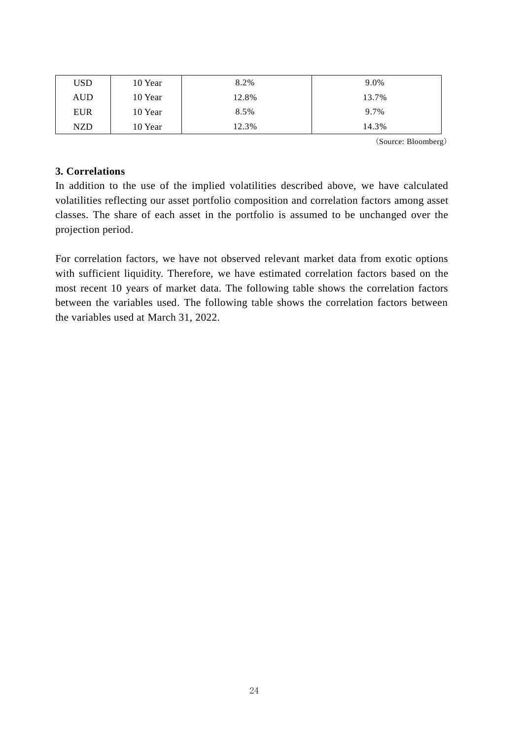| USD | 10 Year | 8.2% | 9.0% |
|---|---|---|---|
| AUD | 10 Year | 12.8% | 13.7% |
| EUR | 10 Year | 8.5% | 9.7% |
| NZD | 10 Year | 12.3% | 14.3% |

（Source: Bloomberg）

**3. Correlations**

In addition to the use of the implied volatilities described above, we have calculated volatilities reflecting our asset portfolio composition and correlation factors among asset classes. The share of each asset in the portfolio is assumed to be unchanged over the projection period.

For correlation factors, we have not observed relevant market data from exotic options with sufficient liquidity. Therefore, we have estimated correlation factors based on the most recent 10 years of market data. The following table shows the correlation factors between the variables used. The following table shows the correlation factors between the variables used at March 31, 2022.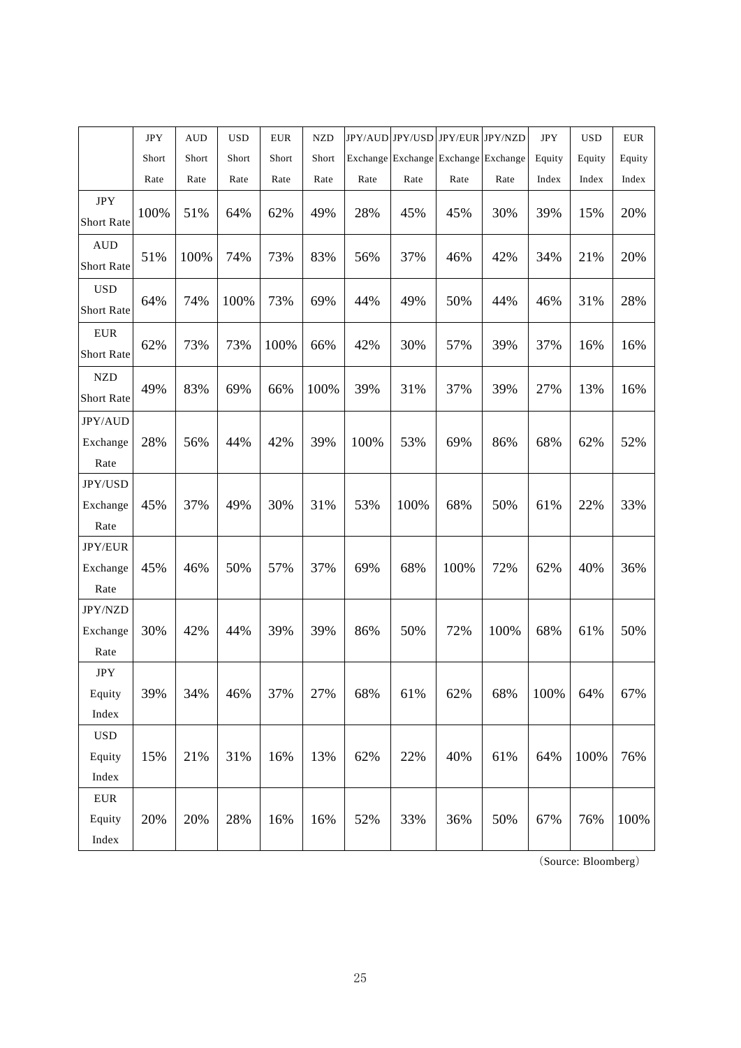| | JPY Short Rate | AUD Short Rate | USD Short Rate | EUR Short Rate | NZD Short Rate | JPY/AUD Exchange Rate | JPY/USD Exchange Rate | JPY/EUR Exchange Rate | JPY/NZD Exchange Rate | JPY Equity Index | USD Equity Index | EUR Equity Index |
|---|---|---|---|---|---|---|---|---|---|---|---|---|
| JPY Short Rate | 100% | 51% | 64% | 62% | 49% | 28% | 45% | 45% | 30% | 39% | 15% | 20% |
| AUD Short Rate | 51% | 100% | 74% | 73% | 83% | 56% | 37% | 46% | 42% | 34% | 21% | 20% |
| USD Short Rate | 64% | 74% | 100% | 73% | 69% | 44% | 49% | 50% | 44% | 46% | 31% | 28% |
| EUR Short Rate | 62% | 73% | 73% | 100% | 66% | 42% | 30% | 57% | 39% | 37% | 16% | 16% |
| NZD Short Rate | 49% | 83% | 69% | 66% | 100% | 39% | 31% | 37% | 39% | 27% | 13% | 16% |
| JPY/AUD Exchange Rate | 28% | 56% | 44% | 42% | 39% | 100% | 53% | 69% | 86% | 68% | 62% | 52% |
| JPY/USD Exchange Rate | 45% | 37% | 49% | 30% | 31% | 53% | 100% | 68% | 50% | 61% | 22% | 33% |
| JPY/EUR Exchange Rate | 45% | 46% | 50% | 57% | 37% | 69% | 68% | 100% | 72% | 62% | 40% | 36% |
| JPY/NZD Exchange Rate | 30% | 42% | 44% | 39% | 39% | 86% | 50% | 72% | 100% | 68% | 61% | 50% |
| JPY Equity Index | 39% | 34% | 46% | 37% | 27% | 68% | 61% | 62% | 68% | 100% | 64% | 67% |
| USD Equity Index | 15% | 21% | 31% | 16% | 13% | 62% | 22% | 40% | 61% | 64% | 100% | 76% |
| EUR Equity Index | 20% | 20% | 28% | 16% | 16% | 52% | 33% | 36% | 50% | 67% | 76% | 100% |

(Source: Bloomberg)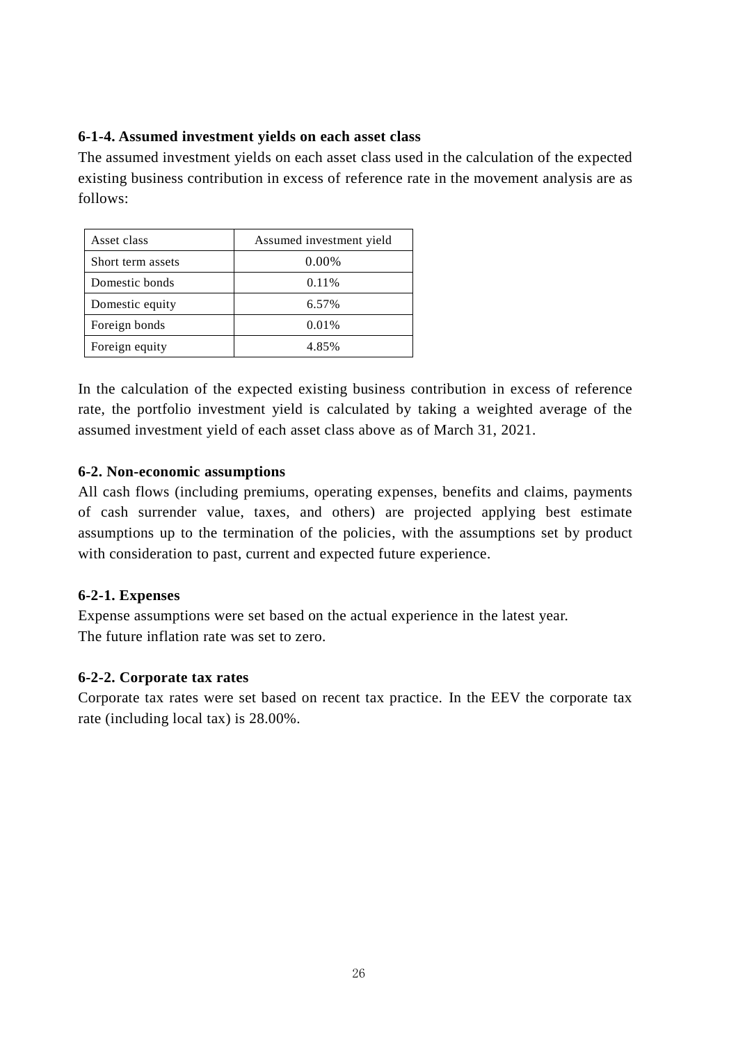#### 6-1-4. Assumed investment yields on each asset class

The assumed investment yields on each asset class used in the calculation of the expected existing business contribution in excess of reference rate in the movement analysis are as follows:

| Asset class | Assumed investment yield |
|---|---|
| Short term assets | 0.00% |
| Domestic bonds | 0.11% |
| Domestic equity | 6.57% |
| Foreign bonds | 0.01% |
| Foreign equity | 4.85% |

In the calculation of the expected existing business contribution in excess of reference rate, the portfolio investment yield is calculated by taking a weighted average of the assumed investment yield of each asset class above as of March 31, 2021.

### 6-2. Non-economic assumptions

All cash flows (including premiums, operating expenses, benefits and claims, payments of cash surrender value, taxes, and others) are projected applying best estimate assumptions up to the termination of the policies, with the assumptions set by product with consideration to past, current and expected future experience.

#### 6-2-1. Expenses

Expense assumptions were set based on the actual experience in the latest year.
The future inflation rate was set to zero.

#### 6-2-2. Corporate tax rates

Corporate tax rates were set based on recent tax practice. In the EEV the corporate tax rate (including local tax) is 28.00%.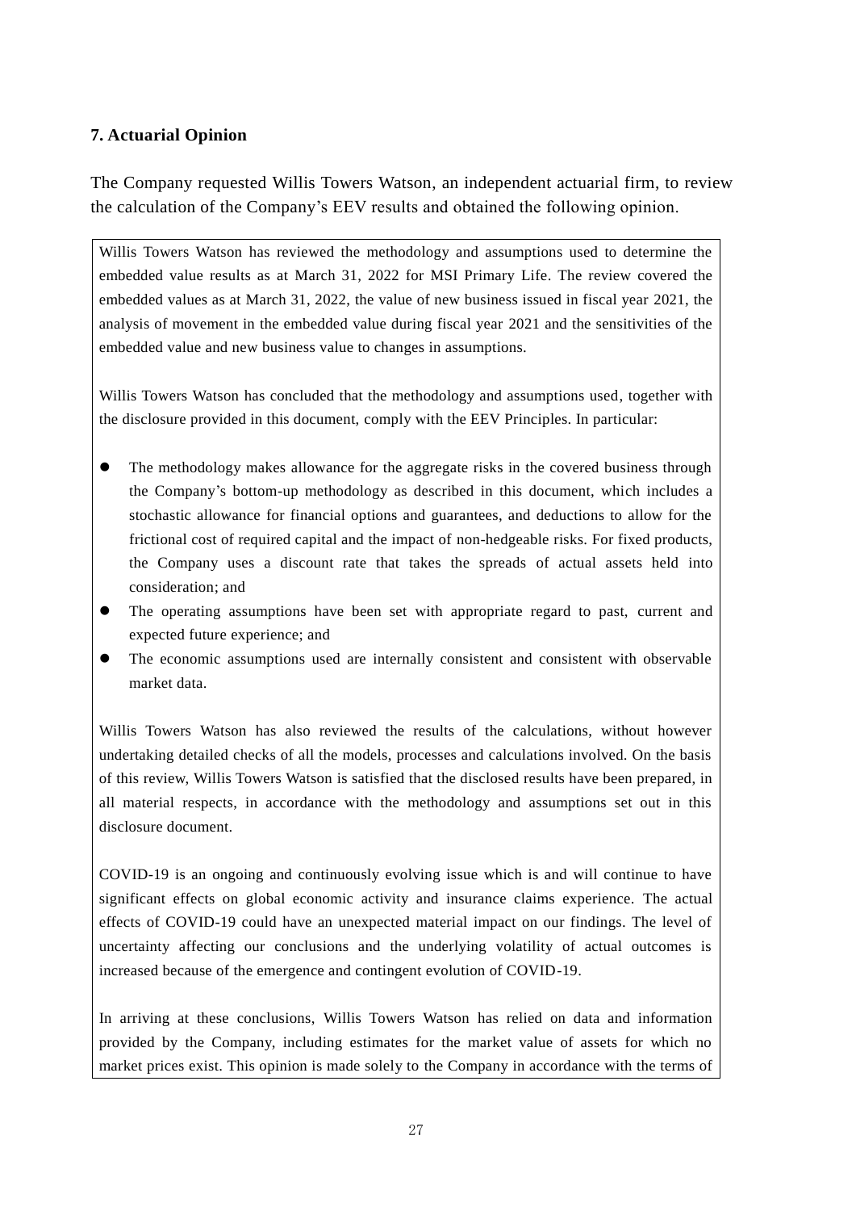## 7. Actuarial Opinion

The Company requested Willis Towers Watson, an independent actuarial firm, to review the calculation of the Company's EEV results and obtained the following opinion.

Willis Towers Watson has reviewed the methodology and assumptions used to determine the embedded value results as at March 31, 2022 for MSI Primary Life. The review covered the embedded values as at March 31, 2022, the value of new business issued in fiscal year 2021, the analysis of movement in the embedded value during fiscal year 2021 and the sensitivities of the embedded value and new business value to changes in assumptions.

Willis Towers Watson has concluded that the methodology and assumptions used, together with the disclosure provided in this document, comply with the EEV Principles. In particular:

- The methodology makes allowance for the aggregate risks in the covered business through the Company's bottom-up methodology as described in this document, which includes a stochastic allowance for financial options and guarantees, and deductions to allow for the frictional cost of required capital and the impact of non-hedgeable risks. For fixed products, the Company uses a discount rate that takes the spreads of actual assets held into consideration; and
- The operating assumptions have been set with appropriate regard to past, current and expected future experience; and
- The economic assumptions used are internally consistent and consistent with observable market data.

Willis Towers Watson has also reviewed the results of the calculations, without however undertaking detailed checks of all the models, processes and calculations involved. On the basis of this review, Willis Towers Watson is satisfied that the disclosed results have been prepared, in all material respects, in accordance with the methodology and assumptions set out in this disclosure document.

COVID-19 is an ongoing and continuously evolving issue which is and will continue to have significant effects on global economic activity and insurance claims experience. The actual effects of COVID-19 could have an unexpected material impact on our findings. The level of uncertainty affecting our conclusions and the underlying volatility of actual outcomes is increased because of the emergence and contingent evolution of COVID-19.

In arriving at these conclusions, Willis Towers Watson has relied on data and information provided by the Company, including estimates for the market value of assets for which no market prices exist. This opinion is made solely to the Company in accordance with the terms of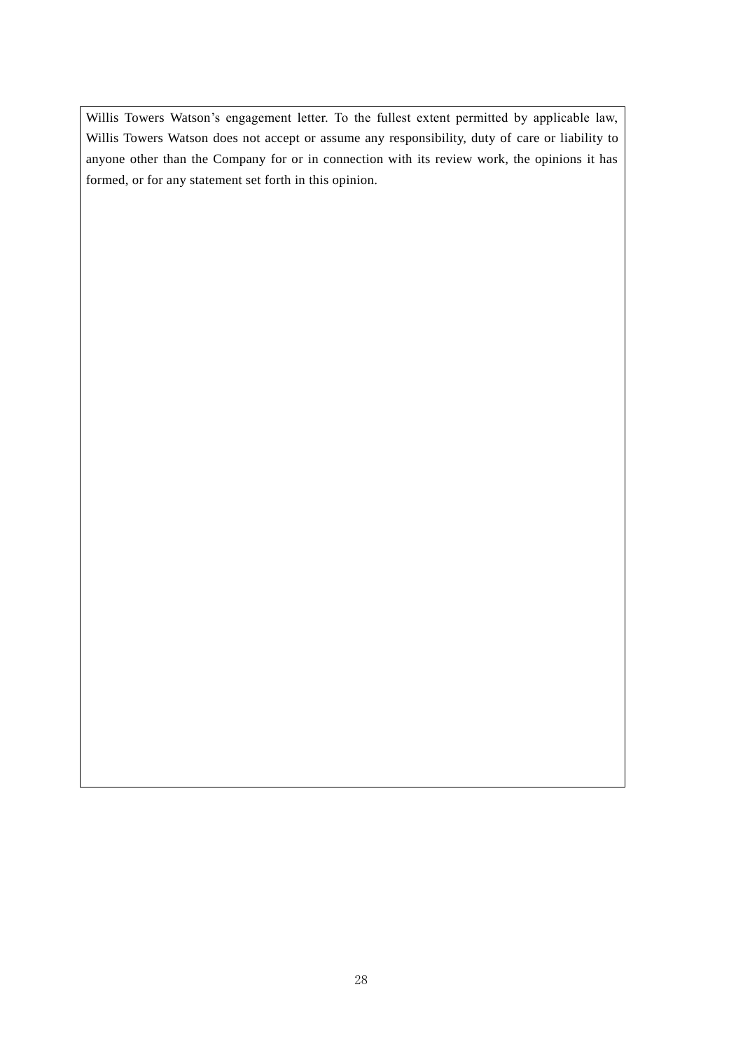Willis Towers Watson's engagement letter. To the fullest extent permitted by applicable law, Willis Towers Watson does not accept or assume any responsibility, duty of care or liability to anyone other than the Company for or in connection with its review work, the opinions it has formed, or for any statement set forth in this opinion.